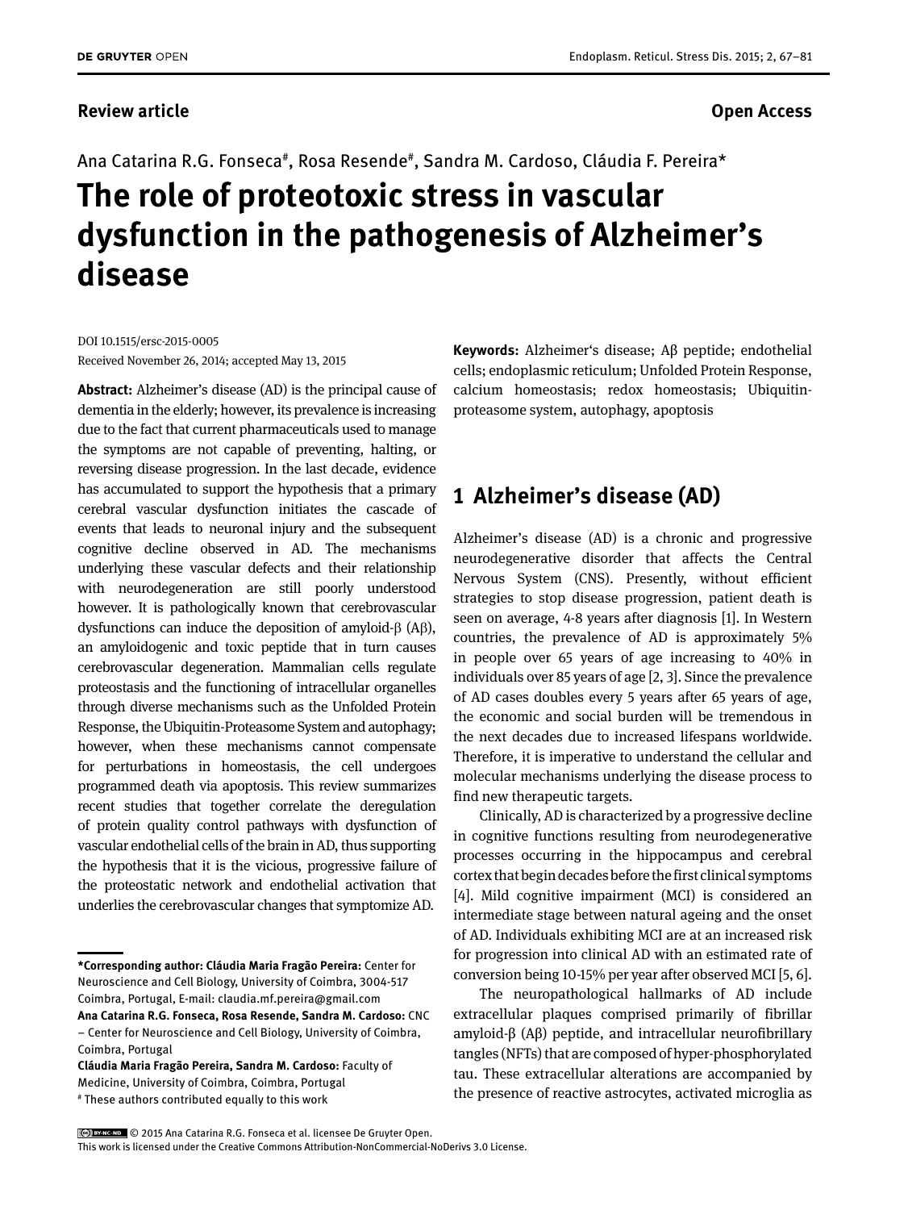**Review article** **Open Access**

Ana Catarina R.G. Fonseca[#], Rosa Resende[#], Sandra M. Cardoso, Cláudia F. Pereira*

# The role of proteotoxic stress in vascular dysfunction in the pathogenesis of Alzheimer's disease

DOI 10.1515/ersc-2015-0005
Received November 26, 2014; accepted May 13, 2015

**Abstract:** Alzheimer's disease (AD) is the principal cause of dementia in the elderly; however, its prevalence is increasing due to the fact that current pharmaceuticals used to manage the symptoms are not capable of preventing, halting, or reversing disease progression. In the last decade, evidence has accumulated to support the hypothesis that a primary cerebral vascular dysfunction initiates the cascade of events that leads to neuronal injury and the subsequent cognitive decline observed in AD. The mechanisms underlying these vascular defects and their relationship with neurodegeneration are still poorly understood however. It is pathologically known that cerebrovascular dysfunctions can induce the deposition of amyloid-β (Aβ), an amyloidogenic and toxic peptide that in turn causes cerebrovascular degeneration. Mammalian cells regulate proteostasis and the functioning of intracellular organelles through diverse mechanisms such as the Unfolded Protein Response, the Ubiquitin-Proteasome System and autophagy; however, when these mechanisms cannot compensate for perturbations in homeostasis, the cell undergoes programmed death via apoptosis. This review summarizes recent studies that together correlate the deregulation of protein quality control pathways with dysfunction of vascular endothelial cells of the brain in AD, thus supporting the hypothesis that it is the vicious, progressive failure of the proteostatic network and endothelial activation that underlies the cerebrovascular changes that symptomize AD.

**Keywords:** Alzheimer's disease; Aβ peptide; endothelial cells; endoplasmic reticulum; Unfolded Protein Response, calcium homeostasis; redox homeostasis; Ubiquitin-proteasome system, autophagy, apoptosis

## 1 Alzheimer's disease (AD)

Alzheimer's disease (AD) is a chronic and progressive neurodegenerative disorder that affects the Central Nervous System (CNS). Presently, without efficient strategies to stop disease progression, patient death is seen on average, 4-8 years after diagnosis [1]. In Western countries, the prevalence of AD is approximately 5% in people over 65 years of age increasing to 40% in individuals over 85 years of age [2, 3]. Since the prevalence of AD cases doubles every 5 years after 65 years of age, the economic and social burden will be tremendous in the next decades due to increased lifespans worldwide. Therefore, it is imperative to understand the cellular and molecular mechanisms underlying the disease process to find new therapeutic targets.

Clinically, AD is characterized by a progressive decline in cognitive functions resulting from neurodegenerative processes occurring in the hippocampus and cerebral cortex that begin decades before the first clinical symptoms [4]. Mild cognitive impairment (MCI) is considered an intermediate stage between natural ageing and the onset of AD. Individuals exhibiting MCI are at an increased risk for progression into clinical AD with an estimated rate of conversion being 10-15% per year after observed MCI [5, 6].

The neuropathological hallmarks of AD include extracellular plaques comprised primarily of fibrillar amyloid-β (Aβ) peptide, and intracellular neurofibrillary tangles (NFTs) that are composed of hyper-phosphorylated tau. These extracellular alterations are accompanied by the presence of reactive astrocytes, activated microglia as

---

**\*Corresponding author: Cláudia Maria Fragão Pereira:** Center for Neuroscience and Cell Biology, University of Coimbra, 3004-517 Coimbra, Portugal, E-mail: claudia.mf.pereira@gmail.com
**Ana Catarina R.G. Fonseca, Rosa Resende, Sandra M. Cardoso:** CNC – Center for Neuroscience and Cell Biology, University of Coimbra, Coimbra, Portugal
**Cláudia Maria Fragão Pereira, Sandra M. Cardoso:** Faculty of Medicine, University of Coimbra, Coimbra, Portugal
[#] These authors contributed equally to this work

© 2015 Ana Catarina R.G. Fonseca et al. licensee De Gruyter Open.
This work is licensed under the Creative Commons Attribution-NonCommercial-NoDerivs 3.0 License.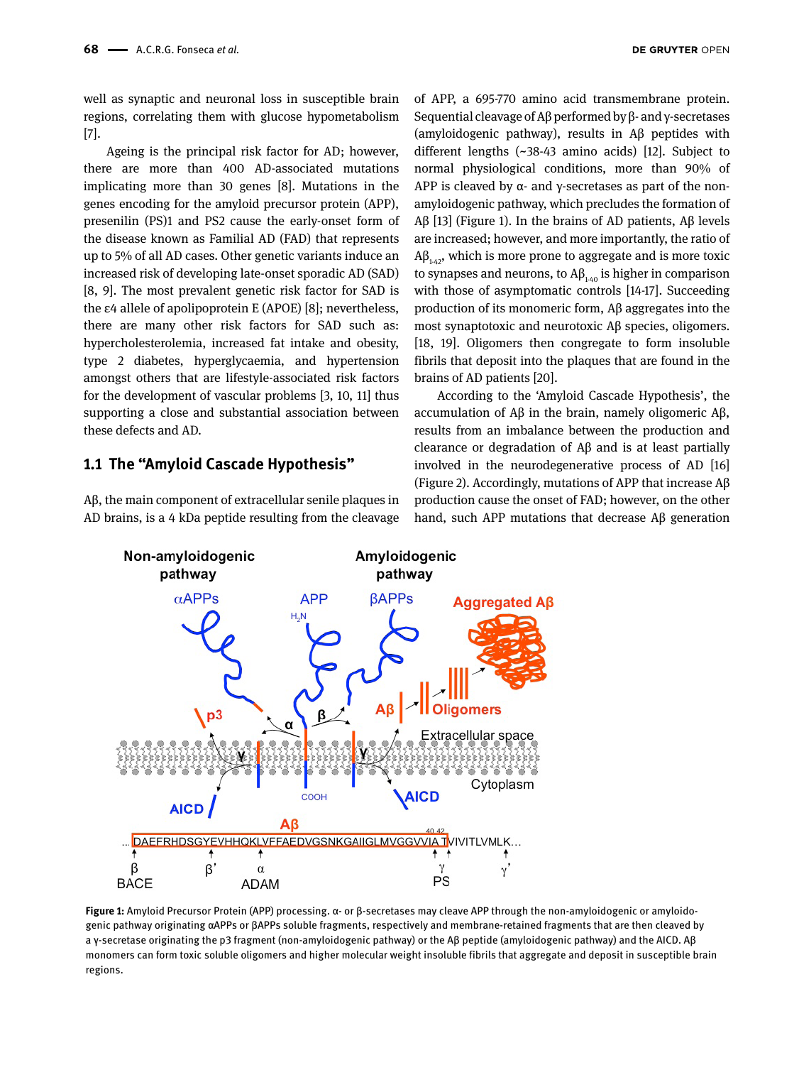well as synaptic and neuronal loss in susceptible brain regions, correlating them with glucose hypometabolism [7].

Ageing is the principal risk factor for AD; however, there are more than 400 AD-associated mutations implicating more than 30 genes [8]. Mutations in the genes encoding for the amyloid precursor protein (APP), presenilin (PS)1 and PS2 cause the early-onset form of the disease known as Familial AD (FAD) that represents up to 5% of all AD cases. Other genetic variants induce an increased risk of developing late-onset sporadic AD (SAD) [8, 9]. The most prevalent genetic risk factor for SAD is the ε4 allele of apolipoprotein E (APOE) [8]; nevertheless, there are many other risk factors for SAD such as: hypercholesterolemia, increased fat intake and obesity, type 2 diabetes, hyperglycaemia, and hypertension amongst others that are lifestyle-associated risk factors for the development of vascular problems [3, 10, 11] thus supporting a close and substantial association between these defects and AD.

## 1.1 The "Amyloid Cascade Hypothesis"

Aβ, the main component of extracellular senile plaques in AD brains, is a 4 kDa peptide resulting from the cleavage of APP, a 695-770 amino acid transmembrane protein. Sequential cleavage of Aβ performed by β- and γ-secretases (amyloidogenic pathway), results in Aβ peptides with different lengths (~38-43 amino acids) [12]. Subject to normal physiological conditions, more than 90% of APP is cleaved by α- and γ-secretases as part of the non-amyloidogenic pathway, which precludes the formation of Aβ [13] (Figure 1). In the brains of AD patients, Aβ levels are increased; however, and more importantly, the ratio of $A\beta_{1\text{-}42}$, which is more prone to aggregate and is more toxic to synapses and neurons, to $A\beta_{1\text{-}40}$ is higher in comparison with those of asymptomatic controls [14-17]. Succeeding production of its monomeric form, Aβ aggregates into the most synaptotoxic and neurotoxic Aβ species, oligomers. [18, 19]. Oligomers then congregate to form insoluble fibrils that deposit into the plaques that are found in the brains of AD patients [20].

According to the 'Amyloid Cascade Hypothesis', the accumulation of Aβ in the brain, namely oligomeric Aβ, results from an imbalance between the production and clearance or degradation of Aβ and is at least partially involved in the neurodegenerative process of AD [16] (Figure 2). Accordingly, mutations of APP that increase Aβ production cause the onset of FAD; however, on the other hand, such APP mutations that decrease Aβ generation

**Figure 1:** Amyloid Precursor Protein (APP) processing. α- or β-secretases may cleave APP through the non-amyloidogenic or amyloidogenic pathway originating αAPPs or βAPPs soluble fragments, respectively and membrane-retained fragments that are then cleaved by a γ-secretase originating the p3 fragment (non-amyloidogenic pathway) or the Aβ peptide (amyloidogenic pathway) and the AICD. Aβ monomers can form toxic soluble oligomers and higher molecular weight insoluble fibrils that aggregate and deposit in susceptible brain regions.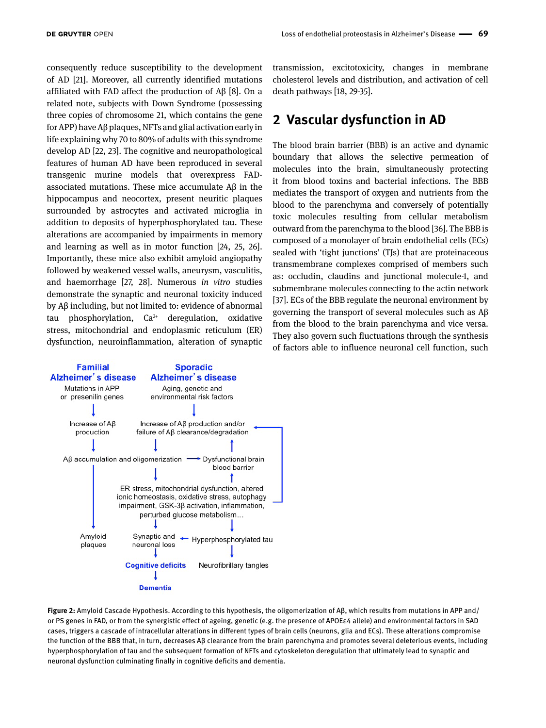consequently reduce susceptibility to the development of AD [21]. Moreover, all currently identified mutations affiliated with FAD affect the production of Aβ [8]. On a related note, subjects with Down Syndrome (possessing three copies of chromosome 21, which contains the gene for APP) have Aβ plaques, NFTs and glial activation early in life explaining why 70 to 80% of adults with this syndrome develop AD [22, 23]. The cognitive and neuropathological features of human AD have been reproduced in several transgenic murine models that overexpress FAD-associated mutations. These mice accumulate Aβ in the hippocampus and neocortex, present neuritic plaques surrounded by astrocytes and activated microglia in addition to deposits of hyperphosphorylated tau. These alterations are accompanied by impairments in memory and learning as well as in motor function [24, 25, 26]. Importantly, these mice also exhibit amyloid angiopathy followed by weakened vessel walls, aneurysm, vasculitis, and haemorrhage [27, 28]. Numerous *in vitro* studies demonstrate the synaptic and neuronal toxicity induced by Aβ including, but not limited to: evidence of abnormal tau phosphorylation, $Ca^{2+}$ deregulation, oxidative stress, mitochondrial and endoplasmic reticulum (ER) dysfunction, neuroinflammation, alteration of synaptic transmission, excitotoxicity, changes in membrane cholesterol levels and distribution, and activation of cell death pathways [18, 29-35].

## 2 Vascular dysfunction in AD

The blood brain barrier (BBB) is an active and dynamic boundary that allows the selective permeation of molecules into the brain, simultaneously protecting it from blood toxins and bacterial infections. The BBB mediates the transport of oxygen and nutrients from the blood to the parenchyma and conversely of potentially toxic molecules resulting from cellular metabolism outward from the parenchyma to the blood [36]. The BBB is composed of a monolayer of brain endothelial cells (ECs) sealed with 'tight junctions' (TJs) that are proteinaceous transmembrane complexes comprised of members such as: occludin, claudins and junctional molecule-1, and submembrane molecules connecting to the actin network [37]. ECs of the BBB regulate the neuronal environment by governing the transport of several molecules such as Aβ from the blood to the brain parenchyma and vice versa. They also govern such fluctuations through the synthesis of factors able to influence neuronal cell function, such

**Figure 2:** Amyloid Cascade Hypothesis. According to this hypothesis, the oligomerization of Aβ, which results from mutations in APP and/or PS genes in FAD, or from the synergistic effect of ageing, genetic (e.g. the presence of APOEε4 allele) and environmental factors in SAD cases, triggers a cascade of intracellular alterations in different types of brain cells (neurons, glia and ECs). These alterations compromise the function of the BBB that, in turn, decreases Aβ clearance from the brain parenchyma and promotes several deleterious events, including hyperphosphorylation of tau and the subsequent formation of NFTs and cytoskeleton deregulation that ultimately lead to synaptic and neuronal dysfunction culminating finally in cognitive deficits and dementia.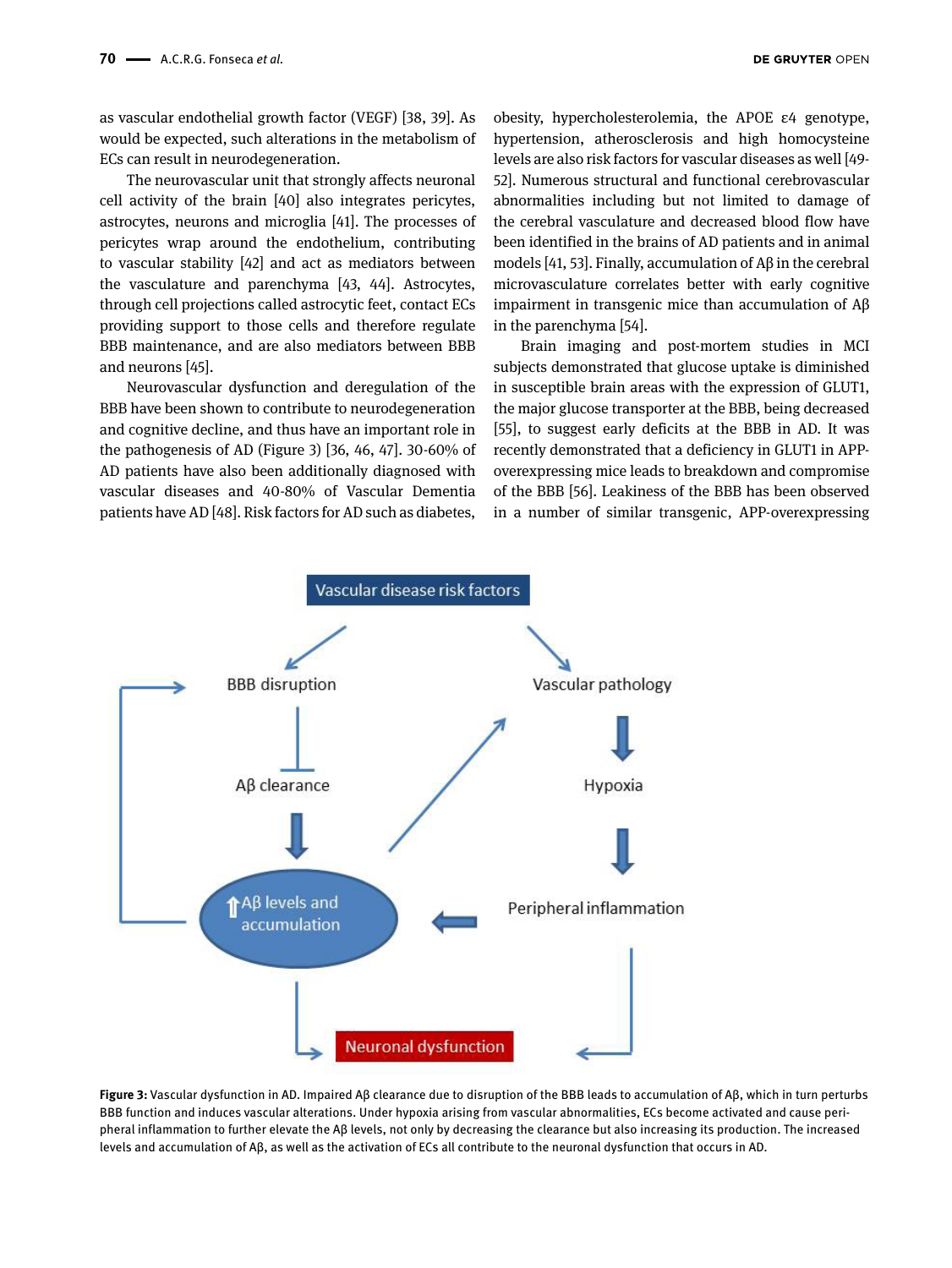as vascular endothelial growth factor (VEGF) [38, 39]. As would be expected, such alterations in the metabolism of ECs can result in neurodegeneration.

The neurovascular unit that strongly affects neuronal cell activity of the brain [40] also integrates pericytes, astrocytes, neurons and microglia [41]. The processes of pericytes wrap around the endothelium, contributing to vascular stability [42] and act as mediators between the vasculature and parenchyma [43, 44]. Astrocytes, through cell projections called astrocytic feet, contact ECs providing support to those cells and therefore regulate BBB maintenance, and are also mediators between BBB and neurons [45].

Neurovascular dysfunction and deregulation of the BBB have been shown to contribute to neurodegeneration and cognitive decline, and thus have an important role in the pathogenesis of AD (Figure 3) [36, 46, 47]. 30-60% of AD patients have also been additionally diagnosed with vascular diseases and 40-80% of Vascular Dementia patients have AD [48]. Risk factors for AD such as diabetes, obesity, hypercholesterolemia, the APOE ε4 genotype, hypertension, atherosclerosis and high homocysteine levels are also risk factors for vascular diseases as well [49-52]. Numerous structural and functional cerebrovascular abnormalities including but not limited to damage of the cerebral vasculature and decreased blood flow have been identified in the brains of AD patients and in animal models [41, 53]. Finally, accumulation of Aβ in the cerebral microvasculature correlates better with early cognitive impairment in transgenic mice than accumulation of Aβ in the parenchyma [54].

Brain imaging and post-mortem studies in MCI subjects demonstrated that glucose uptake is diminished in susceptible brain areas with the expression of GLUT1, the major glucose transporter at the BBB, being decreased [55], to suggest early deficits at the BBB in AD. It was recently demonstrated that a deficiency in GLUT1 in APP-overexpressing mice leads to breakdown and compromise of the BBB [56]. Leakiness of the BBB has been observed in a number of similar transgenic, APP-overexpressing

**Figure 3:** Vascular dysfunction in AD. Impaired Aβ clearance due to disruption of the BBB leads to accumulation of Aβ, which in turn perturbs BBB function and induces vascular alterations. Under hypoxia arising from vascular abnormalities, ECs become activated and cause peripheral inflammation to further elevate the Aβ levels, not only by decreasing the clearance but also increasing its production. The increased levels and accumulation of Aβ, as well as the activation of ECs all contribute to the neuronal dysfunction that occurs in AD.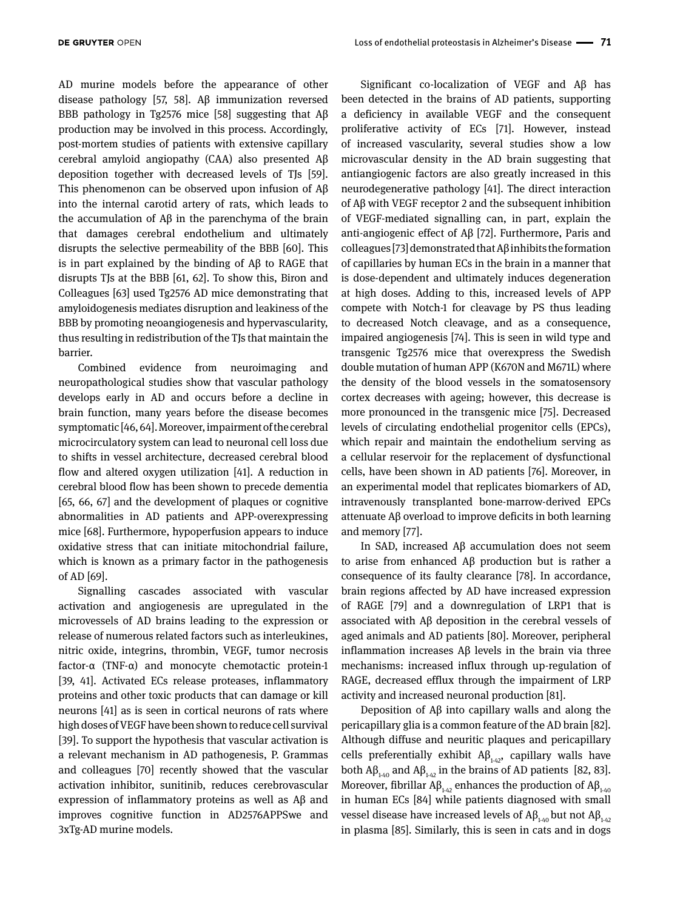AD murine models before the appearance of other disease pathology [57, 58]. Aβ immunization reversed BBB pathology in Tg2576 mice [58] suggesting that Aβ production may be involved in this process. Accordingly, post-mortem studies of patients with extensive capillary cerebral amyloid angiopathy (CAA) also presented Aβ deposition together with decreased levels of TJs [59]. This phenomenon can be observed upon infusion of Aβ into the internal carotid artery of rats, which leads to the accumulation of Aβ in the parenchyma of the brain that damages cerebral endothelium and ultimately disrupts the selective permeability of the BBB [60]. This is in part explained by the binding of Aβ to RAGE that disrupts TJs at the BBB [61, 62]. To show this, Biron and Colleagues [63] used Tg2576 AD mice demonstrating that amyloidogenesis mediates disruption and leakiness of the BBB by promoting neoangiogenesis and hypervascularity, thus resulting in redistribution of the TJs that maintain the barrier.

Combined evidence from neuroimaging and neuropathological studies show that vascular pathology develops early in AD and occurs before a decline in brain function, many years before the disease becomes symptomatic [46, 64]. Moreover, impairment of the cerebral microcirculatory system can lead to neuronal cell loss due to shifts in vessel architecture, decreased cerebral blood flow and altered oxygen utilization [41]. A reduction in cerebral blood flow has been shown to precede dementia [65, 66, 67] and the development of plaques or cognitive abnormalities in AD patients and APP-overexpressing mice [68]. Furthermore, hypoperfusion appears to induce oxidative stress that can initiate mitochondrial failure, which is known as a primary factor in the pathogenesis of AD [69].

Signalling cascades associated with vascular activation and angiogenesis are upregulated in the microvessels of AD brains leading to the expression or release of numerous related factors such as interleukines, nitric oxide, integrins, thrombin, VEGF, tumor necrosis factor-α (TNF-α) and monocyte chemotactic protein-1 [39, 41]. Activated ECs release proteases, inflammatory proteins and other toxic products that can damage or kill neurons [41] as is seen in cortical neurons of rats where high doses of VEGF have been shown to reduce cell survival [39]. To support the hypothesis that vascular activation is a relevant mechanism in AD pathogenesis, P. Grammas and colleagues [70] recently showed that the vascular activation inhibitor, sunitinib, reduces cerebrovascular expression of inflammatory proteins as well as Aβ and improves cognitive function in AD2576APPSwe and 3xTg-AD murine models.

Significant co-localization of VEGF and Aβ has been detected in the brains of AD patients, supporting a deficiency in available VEGF and the consequent proliferative activity of ECs [71]. However, instead of increased vascularity, several studies show a low microvascular density in the AD brain suggesting that antiangiogenic factors are also greatly increased in this neurodegenerative pathology [41]. The direct interaction of Aβ with VEGF receptor 2 and the subsequent inhibition of VEGF-mediated signalling can, in part, explain the anti-angiogenic effect of Aβ [72]. Furthermore, Paris and colleagues [73] demonstrated that Aβ inhibits the formation of capillaries by human ECs in the brain in a manner that is dose-dependent and ultimately induces degeneration at high doses. Adding to this, increased levels of APP compete with Notch-1 for cleavage by PS thus leading to decreased Notch cleavage, and as a consequence, impaired angiogenesis [74]. This is seen in wild type and transgenic Tg2576 mice that overexpress the Swedish double mutation of human APP (K670N and M671L) where the density of the blood vessels in the somatosensory cortex decreases with ageing; however, this decrease is more pronounced in the transgenic mice [75]. Decreased levels of circulating endothelial progenitor cells (EPCs), which repair and maintain the endothelium serving as a cellular reservoir for the replacement of dysfunctional cells, have been shown in AD patients [76]. Moreover, in an experimental model that replicates biomarkers of AD, intravenously transplanted bone-marrow-derived EPCs attenuate Aβ overload to improve deficits in both learning and memory [77].

In SAD, increased Aβ accumulation does not seem to arise from enhanced Aβ production but is rather a consequence of its faulty clearance [78]. In accordance, brain regions affected by AD have increased expression of RAGE [79] and a downregulation of LRP1 that is associated with Aβ deposition in the cerebral vessels of aged animals and AD patients [80]. Moreover, peripheral inflammation increases Aβ levels in the brain via three mechanisms: increased influx through up-regulation of RAGE, decreased efflux through the impairment of LRP activity and increased neuronal production [81].

Deposition of Aβ into capillary walls and along the pericapillary glia is a common feature of the AD brain [82]. Although diffuse and neuritic plaques and pericapillary cells preferentially exhibit $A\beta_{1\text{-}42}$, capillary walls have both $A\beta_{1\text{-}40}$ and $A\beta_{1\text{-}42}$ in the brains of AD patients [82, 83]. Moreover, fibrillar $A\beta_{1\text{-}42}$ enhances the production of $A\beta_{1\text{-}40}$ in human ECs [84] while patients diagnosed with small vessel disease have increased levels of $A\beta_{1\text{-}40}$ but not $A\beta_{1\text{-}42}$ in plasma [85]. Similarly, this is seen in cats and in dogs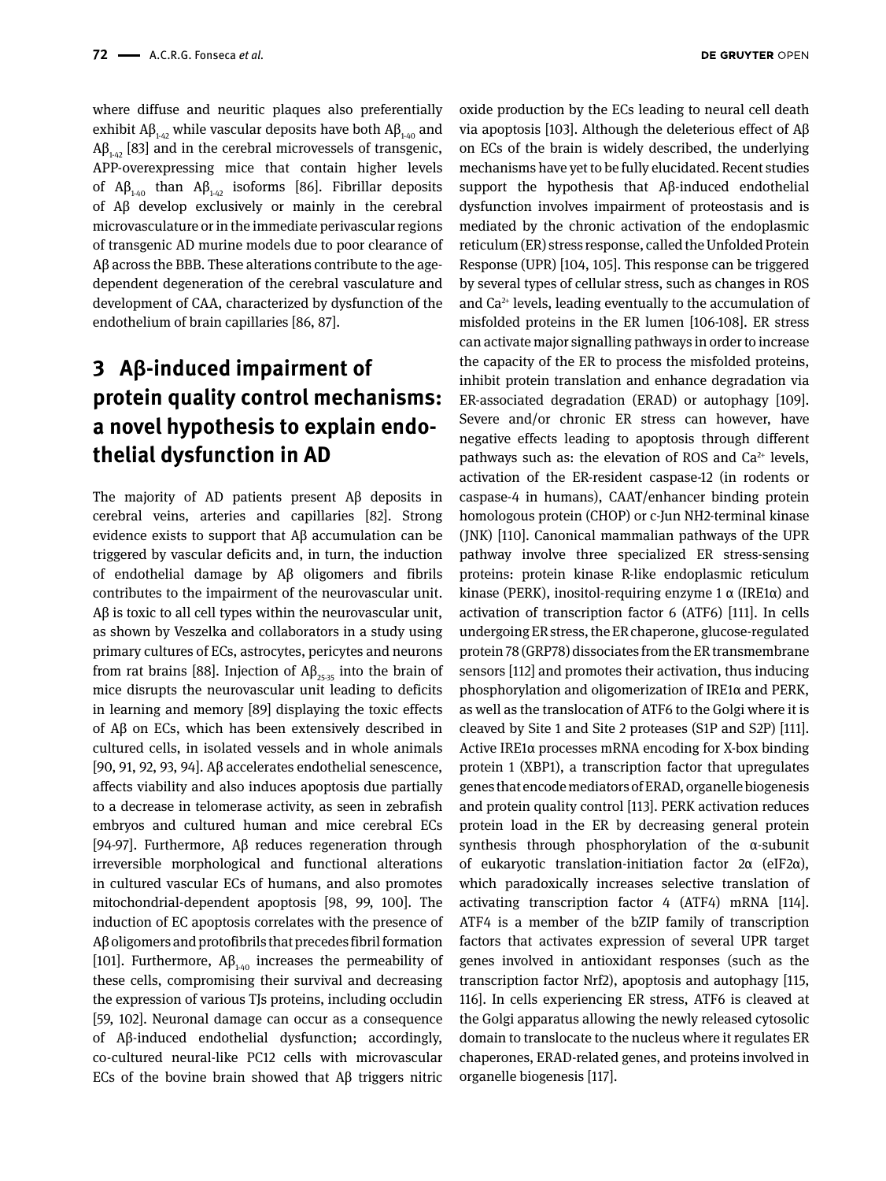where diffuse and neuritic plaques also preferentially exhibit $A\beta_{1\text{-}42}$ while vascular deposits have both $A\beta_{1\text{-}40}$ and $A\beta_{1\text{-}42}$ [83] and in the cerebral microvessels of transgenic, APP-overexpressing mice that contain higher levels of $A\beta_{1\text{-}40}$ than $A\beta_{1\text{-}42}$ isoforms [86]. Fibrillar deposits of Aβ develop exclusively or mainly in the cerebral microvasculature or in the immediate perivascular regions of transgenic AD murine models due to poor clearance of Aβ across the BBB. These alterations contribute to the age-dependent degeneration of the cerebral vasculature and development of CAA, characterized by dysfunction of the endothelium of brain capillaries [86, 87].

## 3 Aβ-induced impairment of protein quality control mechanisms: a novel hypothesis to explain endothelial dysfunction in AD

The majority of AD patients present Aβ deposits in cerebral veins, arteries and capillaries [82]. Strong evidence exists to support that Aβ accumulation can be triggered by vascular deficits and, in turn, the induction of endothelial damage by Aβ oligomers and fibrils contributes to the impairment of the neurovascular unit. Aβ is toxic to all cell types within the neurovascular unit, as shown by Veszelka and collaborators in a study using primary cultures of ECs, astrocytes, pericytes and neurons from rat brains [88]. Injection of $A\beta_{25\text{-}35}$ into the brain of mice disrupts the neurovascular unit leading to deficits in learning and memory [89] displaying the toxic effects of Aβ on ECs, which has been extensively described in cultured cells, in isolated vessels and in whole animals [90, 91, 92, 93, 94]. Aβ accelerates endothelial senescence, affects viability and also induces apoptosis due partially to a decrease in telomerase activity, as seen in zebrafish embryos and cultured human and mice cerebral ECs [94-97]. Furthermore, Aβ reduces regeneration through irreversible morphological and functional alterations in cultured vascular ECs of humans, and also promotes mitochondrial-dependent apoptosis [98, 99, 100]. The induction of EC apoptosis correlates with the presence of Aβ oligomers and protofibrils that precedes fibril formation [101]. Furthermore, $A\beta_{1\text{-}40}$ increases the permeability of these cells, compromising their survival and decreasing the expression of various TJs proteins, including occludin [59, 102]. Neuronal damage can occur as a consequence of Aβ-induced endothelial dysfunction; accordingly, co-cultured neural-like PC12 cells with microvascular ECs of the bovine brain showed that Aβ triggers nitric oxide production by the ECs leading to neural cell death via apoptosis [103]. Although the deleterious effect of Aβ on ECs of the brain is widely described, the underlying mechanisms have yet to be fully elucidated. Recent studies support the hypothesis that Aβ-induced endothelial dysfunction involves impairment of proteostasis and is mediated by the chronic activation of the endoplasmic reticulum (ER) stress response, called the Unfolded Protein Response (UPR) [104, 105]. This response can be triggered by several types of cellular stress, such as changes in ROS and $Ca^{2+}$ levels, leading eventually to the accumulation of misfolded proteins in the ER lumen [106-108]. ER stress can activate major signalling pathways in order to increase the capacity of the ER to process the misfolded proteins, inhibit protein translation and enhance degradation via ER-associated degradation (ERAD) or autophagy [109]. Severe and/or chronic ER stress can however, have negative effects leading to apoptosis through different pathways such as: the elevation of ROS and $Ca^{2+}$ levels, activation of the ER-resident caspase-12 (in rodents or caspase-4 in humans), CAAT/enhancer binding protein homologous protein (CHOP) or c-Jun NH2-terminal kinase (JNK) [110]. Canonical mammalian pathways of the UPR pathway involve three specialized ER stress-sensing proteins: protein kinase R-like endoplasmic reticulum kinase (PERK), inositol-requiring enzyme 1 α (IRE1α) and activation of transcription factor 6 (ATF6) [111]. In cells undergoing ER stress, the ER chaperone, glucose-regulated protein 78 (GRP78) dissociates from the ER transmembrane sensors [112] and promotes their activation, thus inducing phosphorylation and oligomerization of IRE1α and PERK, as well as the translocation of ATF6 to the Golgi where it is cleaved by Site 1 and Site 2 proteases (S1P and S2P) [111]. Active IRE1α processes mRNA encoding for X-box binding protein 1 (XBP1), a transcription factor that upregulates genes that encode mediators of ERAD, organelle biogenesis and protein quality control [113]. PERK activation reduces protein load in the ER by decreasing general protein synthesis through phosphorylation of the α-subunit of eukaryotic translation-initiation factor 2α (eIF2α), which paradoxically increases selective translation of activating transcription factor 4 (ATF4) mRNA [114]. ATF4 is a member of the bZIP family of transcription factors that activates expression of several UPR target genes involved in antioxidant responses (such as the transcription factor Nrf2), apoptosis and autophagy [115, 116]. In cells experiencing ER stress, ATF6 is cleaved at the Golgi apparatus allowing the newly released cytosolic domain to translocate to the nucleus where it regulates ER chaperones, ERAD-related genes, and proteins involved in organelle biogenesis [117].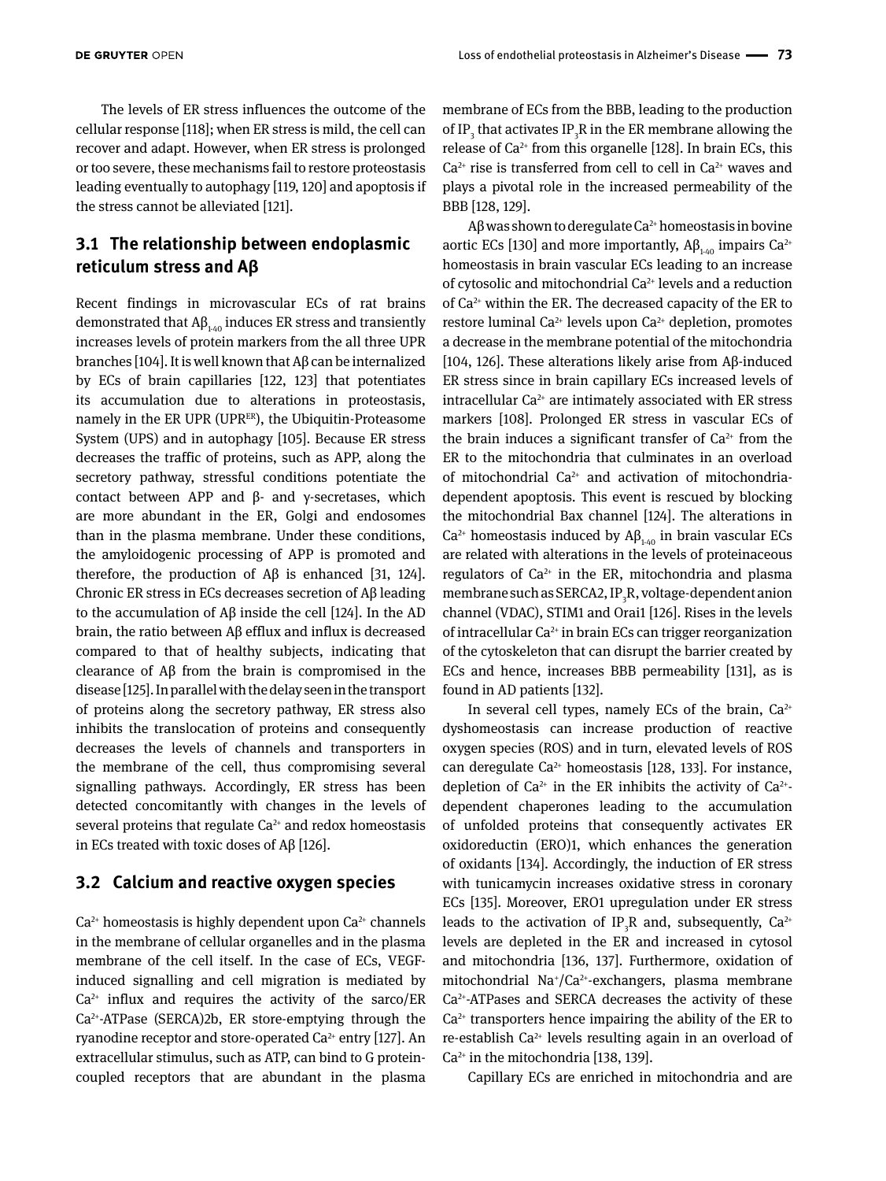The levels of ER stress influences the outcome of the cellular response [118]; when ER stress is mild, the cell can recover and adapt. However, when ER stress is prolonged or too severe, these mechanisms fail to restore proteostasis leading eventually to autophagy [119, 120] and apoptosis if the stress cannot be alleviated [121].

## 3.1 The relationship between endoplasmic reticulum stress and Aβ

Recent findings in microvascular ECs of rat brains demonstrated that $A\beta_{1-40}$ induces ER stress and transiently increases levels of protein markers from the all three UPR branches [104]. It is well known that Aβ can be internalized by ECs of brain capillaries [122, 123] that potentiates its accumulation due to alterations in proteostasis, namely in the ER UPR ($UPR^{ER}$), the Ubiquitin-Proteasome System (UPS) and in autophagy [105]. Because ER stress decreases the traffic of proteins, such as APP, along the secretory pathway, stressful conditions potentiate the contact between APP and β- and γ-secretases, which are more abundant in the ER, Golgi and endosomes than in the plasma membrane. Under these conditions, the amyloidogenic processing of APP is promoted and therefore, the production of Aβ is enhanced [31, 124]. Chronic ER stress in ECs decreases secretion of Aβ leading to the accumulation of Aβ inside the cell [124]. In the AD brain, the ratio between Aβ efflux and influx is decreased compared to that of healthy subjects, indicating that clearance of Aβ from the brain is compromised in the disease [125]. In parallel with the delay seen in the transport of proteins along the secretory pathway, ER stress also inhibits the translocation of proteins and consequently decreases the levels of channels and transporters in the membrane of the cell, thus compromising several signalling pathways. Accordingly, ER stress has been detected concomitantly with changes in the levels of several proteins that regulate $Ca^{2+}$ and redox homeostasis in ECs treated with toxic doses of Aβ [126].

## 3.2 Calcium and reactive oxygen species

$Ca^{2+}$ homeostasis is highly dependent upon $Ca^{2+}$ channels in the membrane of cellular organelles and in the plasma membrane of the cell itself. In the case of ECs, VEGF-induced signalling and cell migration is mediated by $Ca^{2+}$ influx and requires the activity of the sarco/ER $Ca^{2+}$-ATPase (SERCA)2b, ER store-emptying through the ryanodine receptor and store-operated $Ca^{2+}$ entry [127]. An extracellular stimulus, such as ATP, can bind to G protein-coupled receptors that are abundant in the plasma membrane of ECs from the BBB, leading to the production of $IP_3$ that activates $IP_3R$ in the ER membrane allowing the release of $Ca^{2+}$ from this organelle [128]. In brain ECs, this $Ca^{2+}$ rise is transferred from cell to cell in $Ca^{2+}$ waves and plays a pivotal role in the increased permeability of the BBB [128, 129].

Aβ was shown to deregulate $Ca^{2+}$ homeostasis in bovine aortic ECs [130] and more importantly, $A\beta_{1-40}$ impairs $Ca^{2+}$ homeostasis in brain vascular ECs leading to an increase of cytosolic and mitochondrial $Ca^{2+}$ levels and a reduction of $Ca^{2+}$ within the ER. The decreased capacity of the ER to restore luminal $Ca^{2+}$ levels upon $Ca^{2+}$ depletion, promotes a decrease in the membrane potential of the mitochondria [104, 126]. These alterations likely arise from Aβ-induced ER stress since in brain capillary ECs increased levels of intracellular $Ca^{2+}$ are intimately associated with ER stress markers [108]. Prolonged ER stress in vascular ECs of the brain induces a significant transfer of $Ca^{2+}$ from the ER to the mitochondria that culminates in an overload of mitochondrial $Ca^{2+}$ and activation of mitochondria-dependent apoptosis. This event is rescued by blocking the mitochondrial Bax channel [124]. The alterations in $Ca^{2+}$ homeostasis induced by $A\beta_{1-40}$ in brain vascular ECs are related with alterations in the levels of proteinaceous regulators of $Ca^{2+}$ in the ER, mitochondria and plasma membrane such as SERCA2, $IP_3R$, voltage-dependent anion channel (VDAC), STIM1 and Orai1 [126]. Rises in the levels of intracellular $Ca^{2+}$ in brain ECs can trigger reorganization of the cytoskeleton that can disrupt the barrier created by ECs and hence, increases BBB permeability [131], as is found in AD patients [132].

In several cell types, namely ECs of the brain, $Ca^{2+}$ dyshomeostasis can increase production of reactive oxygen species (ROS) and in turn, elevated levels of ROS can deregulate $Ca^{2+}$ homeostasis [128, 133]. For instance, depletion of $Ca^{2+}$ in the ER inhibits the activity of $Ca^{2+}$-dependent chaperones leading to the accumulation of unfolded proteins that consequently activates ER oxidoreductin (ERO)1, which enhances the generation of oxidants [134]. Accordingly, the induction of ER stress with tunicamycin increases oxidative stress in coronary ECs [135]. Moreover, ERO1 upregulation under ER stress leads to the activation of $IP_3R$ and, subsequently, $Ca^{2+}$ levels are depleted in the ER and increased in cytosol and mitochondria [136, 137]. Furthermore, oxidation of mitochondrial $Na^+/Ca^{2+}$-exchangers, plasma membrane $Ca^{2+}$-ATPases and SERCA decreases the activity of these $Ca^{2+}$ transporters hence impairing the ability of the ER to re-establish $Ca^{2+}$ levels resulting again in an overload of $Ca^{2+}$ in the mitochondria [138, 139].

Capillary ECs are enriched in mitochondria and are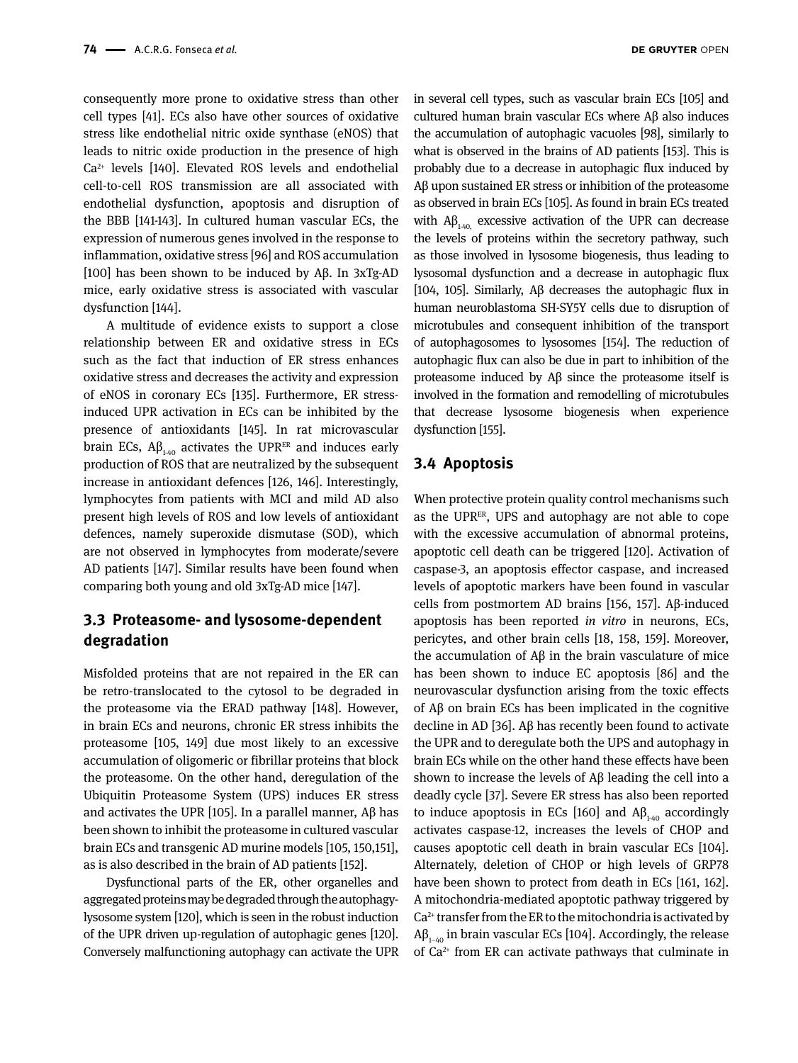consequently more prone to oxidative stress than other cell types [41]. ECs also have other sources of oxidative stress like endothelial nitric oxide synthase (eNOS) that leads to nitric oxide production in the presence of high $Ca^{2+}$ levels [140]. Elevated ROS levels and endothelial cell-to-cell ROS transmission are all associated with endothelial dysfunction, apoptosis and disruption of the BBB [141-143]. In cultured human vascular ECs, the expression of numerous genes involved in the response to inflammation, oxidative stress [96] and ROS accumulation [100] has been shown to be induced by Aβ. In 3xTg-AD mice, early oxidative stress is associated with vascular dysfunction [144].

A multitude of evidence exists to support a close relationship between ER and oxidative stress in ECs such as the fact that induction of ER stress enhances oxidative stress and decreases the activity and expression of eNOS in coronary ECs [135]. Furthermore, ER stress-induced UPR activation in ECs can be inhibited by the presence of antioxidants [145]. In rat microvascular brain ECs, $Aβ_{1-40}$ activates the $UPR^{ER}$ and induces early production of ROS that are neutralized by the subsequent increase in antioxidant defences [126, 146]. Interestingly, lymphocytes from patients with MCI and mild AD also present high levels of ROS and low levels of antioxidant defences, namely superoxide dismutase (SOD), which are not observed in lymphocytes from moderate/severe AD patients [147]. Similar results have been found when comparing both young and old 3xTg-AD mice [147].

### 3.3 Proteasome- and lysosome-dependent degradation

Misfolded proteins that are not repaired in the ER can be retro-translocated to the cytosol to be degraded in the proteasome via the ERAD pathway [148]. However, in brain ECs and neurons, chronic ER stress inhibits the proteasome [105, 149] due most likely to an excessive accumulation of oligomeric or fibrillar proteins that block the proteasome. On the other hand, deregulation of the Ubiquitin Proteasome System (UPS) induces ER stress and activates the UPR [105]. In a parallel manner, Aβ has been shown to inhibit the proteasome in cultured vascular brain ECs and transgenic AD murine models [105, 150,151], as is also described in the brain of AD patients [152].

Dysfunctional parts of the ER, other organelles and aggregated proteins may be degraded through the autophagy-lysosome system [120], which is seen in the robust induction of the UPR driven up-regulation of autophagic genes [120]. Conversely malfunctioning autophagy can activate the UPR in several cell types, such as vascular brain ECs [105] and cultured human brain vascular ECs where Aβ also induces the accumulation of autophagic vacuoles [98], similarly to what is observed in the brains of AD patients [153]. This is probably due to a decrease in autophagic flux induced by Aβ upon sustained ER stress or inhibition of the proteasome as observed in brain ECs [105]. As found in brain ECs treated with $Aβ_{1-40,}$ excessive activation of the UPR can decrease the levels of proteins within the secretory pathway, such as those involved in lysosome biogenesis, thus leading to lysosomal dysfunction and a decrease in autophagic flux [104, 105]. Similarly, Aβ decreases the autophagic flux in human neuroblastoma SH-SY5Y cells due to disruption of microtubules and consequent inhibition of the transport of autophagosomes to lysosomes [154]. The reduction of autophagic flux can also be due in part to inhibition of the proteasome induced by Aβ since the proteasome itself is involved in the formation and remodelling of microtubules that decrease lysosome biogenesis when experience dysfunction [155].

### 3.4 Apoptosis

When protective protein quality control mechanisms such as the $UPR^{ER}$, UPS and autophagy are not able to cope with the excessive accumulation of abnormal proteins, apoptotic cell death can be triggered [120]. Activation of caspase-3, an apoptosis effector caspase, and increased levels of apoptotic markers have been found in vascular cells from postmortem AD brains [156, 157]. Aβ-induced apoptosis has been reported *in vitro* in neurons, ECs, pericytes, and other brain cells [18, 158, 159]. Moreover, the accumulation of Aβ in the brain vasculature of mice has been shown to induce EC apoptosis [86] and the neurovascular dysfunction arising from the toxic effects of Aβ on brain ECs has been implicated in the cognitive decline in AD [36]. Aβ has recently been found to activate the UPR and to deregulate both the UPS and autophagy in brain ECs while on the other hand these effects have been shown to increase the levels of Aβ leading the cell into a deadly cycle [37]. Severe ER stress has also been reported to induce apoptosis in ECs [160] and $Aβ_{1-40}$ accordingly activates caspase-12, increases the levels of CHOP and causes apoptotic cell death in brain vascular ECs [104]. Alternately, deletion of CHOP or high levels of GRP78 have been shown to protect from death in ECs [161, 162]. A mitochondria-mediated apoptotic pathway triggered by $Ca^{2+}$ transfer from the ER to the mitochondria is activated by $Aβ_{1-40}$ in brain vascular ECs [104]. Accordingly, the release of $Ca^{2+}$ from ER can activate pathways that culminate in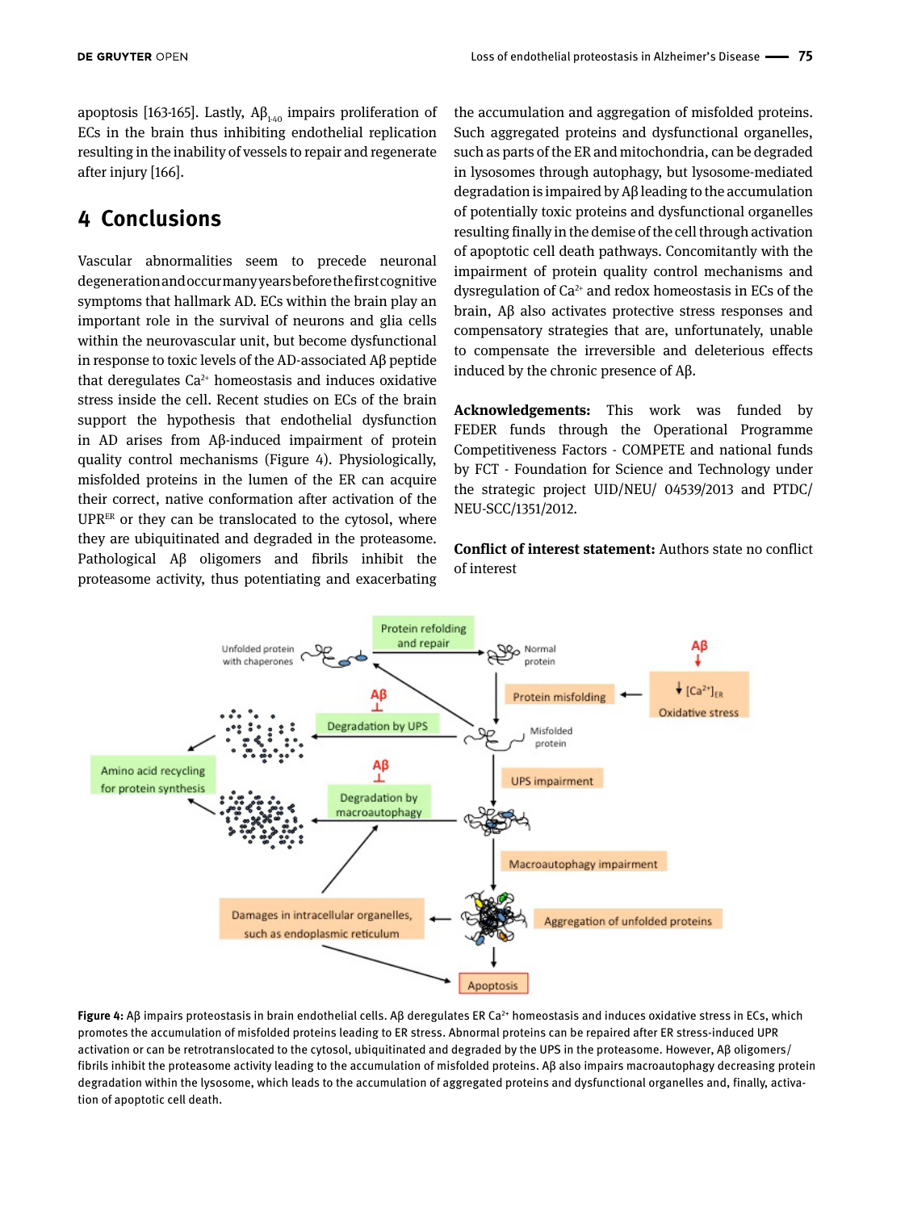apoptosis [163-165]. Lastly, $A\beta_{1\text{-}40}$ impairs proliferation of ECs in the brain thus inhibiting endothelial replication resulting in the inability of vessels to repair and regenerate after injury [166].

## 4 Conclusions

Vascular abnormalities seem to precede neuronal degeneration and occur many years before the first cognitive symptoms that hallmark AD. ECs within the brain play an important role in the survival of neurons and glia cells within the neurovascular unit, but become dysfunctional in response to toxic levels of the AD-associated Aβ peptide that deregulates $Ca^{2+}$ homeostasis and induces oxidative stress inside the cell. Recent studies on ECs of the brain support the hypothesis that endothelial dysfunction in AD arises from Aβ-induced impairment of protein quality control mechanisms (Figure 4). Physiologically, misfolded proteins in the lumen of the ER can acquire their correct, native conformation after activation of the $UPR^{ER}$ or they can be translocated to the cytosol, where they are ubiquitinated and degraded in the proteasome. Pathological Aβ oligomers and fibrils inhibit the proteasome activity, thus potentiating and exacerbating the accumulation and aggregation of misfolded proteins. Such aggregated proteins and dysfunctional organelles, such as parts of the ER and mitochondria, can be degraded in lysosomes through autophagy, but lysosome-mediated degradation is impaired by Aβ leading to the accumulation of potentially toxic proteins and dysfunctional organelles resulting finally in the demise of the cell through activation of apoptotic cell death pathways. Concomitantly with the impairment of protein quality control mechanisms and dysregulation of $Ca^{2+}$ and redox homeostasis in ECs of the brain, Aβ also activates protective stress responses and compensatory strategies that are, unfortunately, unable to compensate the irreversible and deleterious effects induced by the chronic presence of Aβ.

**Acknowledgements:** This work was funded by FEDER funds through the Operational Programme Competitiveness Factors - COMPETE and national funds by FCT - Foundation for Science and Technology under the strategic project UID/NEU/ 04539/2013 and PTDC/ NEU-SCC/1351/2012.

**Conflict of interest statement:** Authors state no conflict of interest

**Figure 4:** Aβ impairs proteostasis in brain endothelial cells. Aβ deregulates ER $Ca^{2+}$ homeostasis and induces oxidative stress in ECs, which promotes the accumulation of misfolded proteins leading to ER stress. Abnormal proteins can be repaired after ER stress-induced UPR activation or can be retrotranslocated to the cytosol, ubiquitinated and degraded by the UPS in the proteasome. However, Aβ oligomers/ fibrils inhibit the proteasome activity leading to the accumulation of misfolded proteins. Aβ also impairs macroautophagy decreasing protein degradation within the lysosome, which leads to the accumulation of aggregated proteins and dysfunctional organelles and, finally, activation of apoptotic cell death.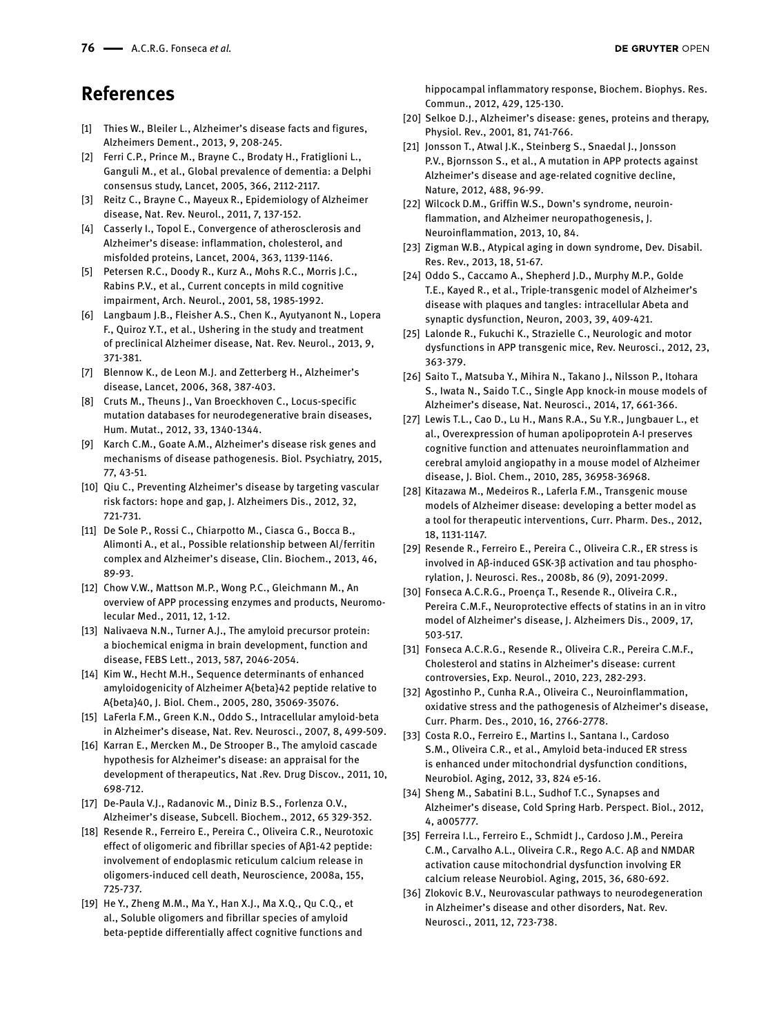# References

[1] Thies W., Bleiler L., Alzheimer's disease facts and figures, Alzheimers Dement., 2013, 9, 208-245.

[2] Ferri C.P., Prince M., Brayne C., Brodaty H., Fratiglioni L., Ganguli M., et al., Global prevalence of dementia: a Delphi consensus study, Lancet, 2005, 366, 2112-2117.

[3] Reitz C., Brayne C., Mayeux R., Epidemiology of Alzheimer disease, Nat. Rev. Neurol., 2011, 7, 137-152.

[4] Casserly I., Topol E., Convergence of atherosclerosis and Alzheimer's disease: inflammation, cholesterol, and misfolded proteins, Lancet, 2004, 363, 1139-1146.

[5] Petersen R.C., Doody R., Kurz A., Mohs R.C., Morris J.C., Rabins P.V., et al., Current concepts in mild cognitive impairment, Arch. Neurol., 2001, 58, 1985-1992.

[6] Langbaum J.B., Fleisher A.S., Chen K., Ayutyanont N., Lopera F., Quiroz Y.T., et al., Ushering in the study and treatment of preclinical Alzheimer disease, Nat. Rev. Neurol., 2013, 9, 371-381.

[7] Blennow K., de Leon M.J. and Zetterberg H., Alzheimer's disease, Lancet, 2006, 368, 387-403.

[8] Cruts M., Theuns J., Van Broeckhoven C., Locus-specific mutation databases for neurodegenerative brain diseases, Hum. Mutat., 2012, 33, 1340-1344.

[9] Karch C.M., Goate A.M., Alzheimer's disease risk genes and mechanisms of disease pathogenesis. Biol. Psychiatry, 2015, 77, 43-51.

[10] Qiu C., Preventing Alzheimer's disease by targeting vascular risk factors: hope and gap, J. Alzheimers Dis., 2012, 32, 721-731.

[11] De Sole P., Rossi C., Chiarpotto M., Ciasca G., Bocca B., Alimonti A., et al., Possible relationship between Al/ferritin complex and Alzheimer's disease, Clin. Biochem., 2013, 46, 89-93.

[12] Chow V.W., Mattson M.P., Wong P.C., Gleichmann M., An overview of APP processing enzymes and products, Neuromolecular Med., 2011, 12, 1-12.

[13] Nalivaeva N.N., Turner A.J., The amyloid precursor protein: a biochemical enigma in brain development, function and disease, FEBS Lett., 2013, 587, 2046-2054.

[14] Kim W., Hecht M.H., Sequence determinants of enhanced amyloidogenicity of Alzheimer A{beta}42 peptide relative to A{beta}40, J. Biol. Chem., 2005, 280, 35069-35076.

[15] LaFerla F.M., Green K.N., Oddo S., Intracellular amyloid-beta in Alzheimer's disease, Nat. Rev. Neurosci., 2007, 8, 499-509.

[16] Karran E., Mercken M., De Strooper B., The amyloid cascade hypothesis for Alzheimer's disease: an appraisal for the development of therapeutics, Nat .Rev. Drug Discov., 2011, 10, 698-712.

[17] De-Paula V.J., Radanovic M., Diniz B.S., Forlenza O.V., Alzheimer's disease, Subcell. Biochem., 2012, 65 329-352.

[18] Resende R., Ferreiro E., Pereira C., Oliveira C.R., Neurotoxic effect of oligomeric and fibrillar species of Aβ1-42 peptide: involvement of endoplasmic reticulum calcium release in oligomers-induced cell death, Neuroscience, 2008a, 155, 725-737.

[19] He Y., Zheng M.M., Ma Y., Han X.J., Ma X.Q., Qu C.Q., et al., Soluble oligomers and fibrillar species of amyloid beta-peptide differentially affect cognitive functions and hippocampal inflammatory response, Biochem. Biophys. Res. Commun., 2012, 429, 125-130.

[20] Selkoe D.J., Alzheimer's disease: genes, proteins and therapy, Physiol. Rev., 2001, 81, 741-766.

[21] Jonsson T., Atwal J.K., Steinberg S., Snaedal J., Jonsson P.V., Bjornsson S., et al., A mutation in APP protects against Alzheimer's disease and age-related cognitive decline, Nature, 2012, 488, 96-99.

[22] Wilcock D.M., Griffin W.S., Down's syndrome, neuroinflammation, and Alzheimer neuropathogenesis, J. Neuroinflammation, 2013, 10, 84.

[23] Zigman W.B., Atypical aging in down syndrome, Dev. Disabil. Res. Rev., 2013, 18, 51-67.

[24] Oddo S., Caccamo A., Shepherd J.D., Murphy M.P., Golde T.E., Kayed R., et al., Triple-transgenic model of Alzheimer's disease with plaques and tangles: intracellular Abeta and synaptic dysfunction, Neuron, 2003, 39, 409-421.

[25] Lalonde R., Fukuchi K., Strazielle C., Neurologic and motor dysfunctions in APP transgenic mice, Rev. Neurosci., 2012, 23, 363-379.

[26] Saito T., Matsuba Y., Mihira N., Takano J., Nilsson P., Itohara S., Iwata N., Saido T.C., Single App knock-in mouse models of Alzheimer's disease, Nat. Neurosci., 2014, 17, 661-366.

[27] Lewis T.L., Cao D., Lu H., Mans R.A., Su Y.R., Jungbauer L., et al., Overexpression of human apolipoprotein A-I preserves cognitive function and attenuates neuroinflammation and cerebral amyloid angiopathy in a mouse model of Alzheimer disease, J. Biol. Chem., 2010, 285, 36958-36968.

[28] Kitazawa M., Medeiros R., Laferla F.M., Transgenic mouse models of Alzheimer disease: developing a better model as a tool for therapeutic interventions, Curr. Pharm. Des., 2012, 18, 1131-1147.

[29] Resende R., Ferreiro E., Pereira C., Oliveira C.R., ER stress is involved in Aβ-induced GSK-3β activation and tau phosphorylation, J. Neurosci. Res., 2008b, 86 (9), 2091-2099.

[30] Fonseca A.C.R.G., Proença T., Resende R., Oliveira C.R., Pereira C.M.F., Neuroprotective effects of statins in an in vitro model of Alzheimer's disease, J. Alzheimers Dis., 2009, 17, 503-517.

[31] Fonseca A.C.R.G., Resende R., Oliveira C.R., Pereira C.M.F., Cholesterol and statins in Alzheimer's disease: current controversies, Exp. Neurol., 2010, 223, 282-293.

[32] Agostinho P., Cunha R.A., Oliveira C., Neuroinflammation, oxidative stress and the pathogenesis of Alzheimer's disease, Curr. Pharm. Des., 2010, 16, 2766-2778.

[33] Costa R.O., Ferreiro E., Martins I., Santana I., Cardoso S.M., Oliveira C.R., et al., Amyloid beta-induced ER stress is enhanced under mitochondrial dysfunction conditions, Neurobiol. Aging, 2012, 33, 824 e5-16.

[34] Sheng M., Sabatini B.L., Sudhof T.C., Synapses and Alzheimer's disease, Cold Spring Harb. Perspect. Biol., 2012, 4, a005777.

[35] Ferreira I.L., Ferreiro E., Schmidt J., Cardoso J.M., Pereira C.M., Carvalho A.L., Oliveira C.R., Rego A.C. Aβ and NMDAR activation cause mitochondrial dysfunction involving ER calcium release Neurobiol. Aging, 2015, 36, 680-692.

[36] Zlokovic B.V., Neurovascular pathways to neurodegeneration in Alzheimer's disease and other disorders, Nat. Rev. Neurosci., 2011, 12, 723-738.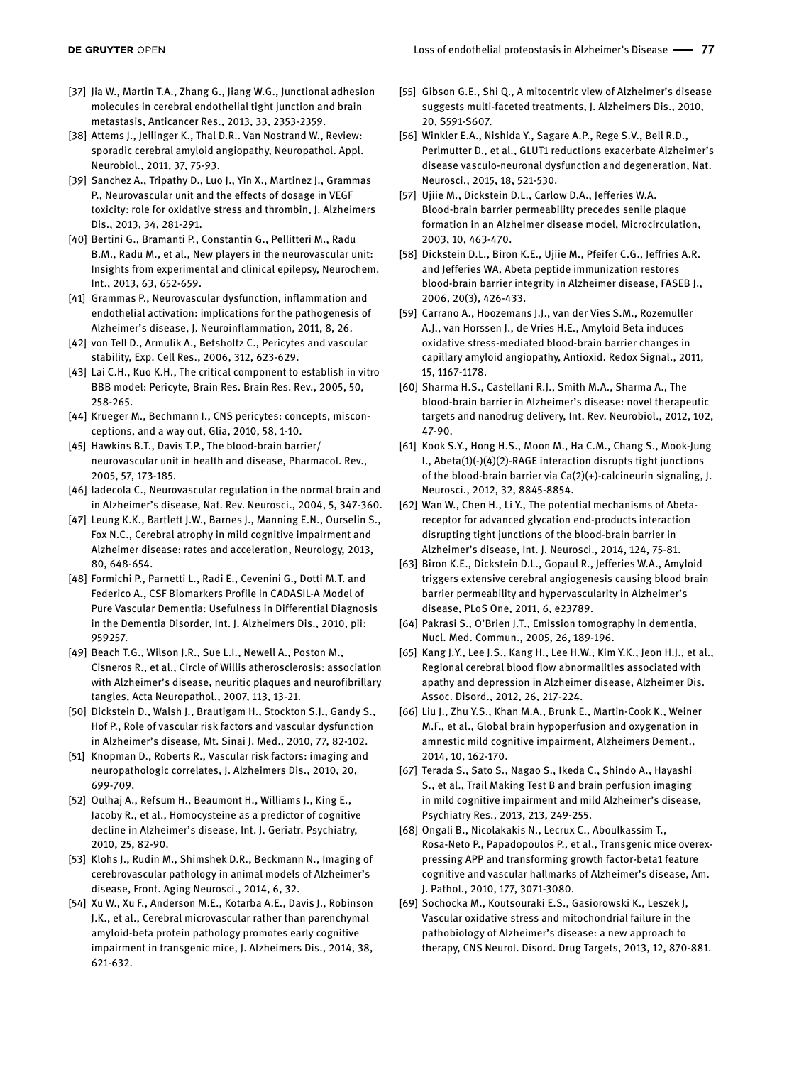[37] Jia W., Martin T.A., Zhang G., Jiang W.G., Junctional adhesion molecules in cerebral endothelial tight junction and brain metastasis, Anticancer Res., 2013, 33, 2353-2359.

[38] Attems J., Jellinger K., Thal D.R.. Van Nostrand W., Review: sporadic cerebral amyloid angiopathy, Neuropathol. Appl. Neurobiol., 2011, 37, 75-93.

[39] Sanchez A., Tripathy D., Luo J., Yin X., Martinez J., Grammas P., Neurovascular unit and the effects of dosage in VEGF toxicity: role for oxidative stress and thrombin, J. Alzheimers Dis., 2013, 34, 281-291.

[40] Bertini G., Bramanti P., Constantin G., Pellitteri M., Radu B.M., Radu M., et al., New players in the neurovascular unit: Insights from experimental and clinical epilepsy, Neurochem. Int., 2013, 63, 652-659.

[41] Grammas P., Neurovascular dysfunction, inflammation and endothelial activation: implications for the pathogenesis of Alzheimer's disease, J. Neuroinflammation, 2011, 8, 26.

[42] von Tell D., Armulik A., Betsholtz C., Pericytes and vascular stability, Exp. Cell Res., 2006, 312, 623-629.

[43] Lai C.H., Kuo K.H., The critical component to establish in vitro BBB model: Pericyte, Brain Res. Brain Res. Rev., 2005, 50, 258-265.

[44] Krueger M., Bechmann I., CNS pericytes: concepts, misconceptions, and a way out, Glia, 2010, 58, 1-10.

[45] Hawkins B.T., Davis T.P., The blood-brain barrier/neurovascular unit in health and disease, Pharmacol. Rev., 2005, 57, 173-185.

[46] Iadecola C., Neurovascular regulation in the normal brain and in Alzheimer's disease, Nat. Rev. Neurosci., 2004, 5, 347-360.

[47] Leung K.K., Bartlett J.W., Barnes J., Manning E.N., Ourselin S., Fox N.C., Cerebral atrophy in mild cognitive impairment and Alzheimer disease: rates and acceleration, Neurology, 2013, 80, 648-654.

[48] Formichi P., Parnetti L., Radi E., Cevenini G., Dotti M.T. and Federico A., CSF Biomarkers Profile in CADASIL-A Model of Pure Vascular Dementia: Usefulness in Differential Diagnosis in the Dementia Disorder, Int. J. Alzheimers Dis., 2010, pii: 959257.

[49] Beach T.G., Wilson J.R., Sue L.I., Newell A., Poston M., Cisneros R., et al., Circle of Willis atherosclerosis: association with Alzheimer's disease, neuritic plaques and neurofibrillary tangles, Acta Neuropathol., 2007, 113, 13-21.

[50] Dickstein D., Walsh J., Brautigam H., Stockton S.J., Gandy S., Hof P., Role of vascular risk factors and vascular dysfunction in Alzheimer's disease, Mt. Sinai J. Med., 2010, 77, 82-102.

[51] Knopman D., Roberts R., Vascular risk factors: imaging and neuropathologic correlates, J. Alzheimers Dis., 2010, 20, 699-709.

[52] Oulhaj A., Refsum H., Beaumont H., Williams J., King E., Jacoby R., et al., Homocysteine as a predictor of cognitive decline in Alzheimer's disease, Int. J. Geriatr. Psychiatry, 2010, 25, 82-90.

[53] Klohs J., Rudin M., Shimshek D.R., Beckmann N., Imaging of cerebrovascular pathology in animal models of Alzheimer's disease, Front. Aging Neurosci., 2014, 6, 32.

[54] Xu W., Xu F., Anderson M.E., Kotarba A.E., Davis J., Robinson J.K., et al., Cerebral microvascular rather than parenchymal amyloid-beta protein pathology promotes early cognitive impairment in transgenic mice, J. Alzheimers Dis., 2014, 38, 621-632.

[55] Gibson G.E., Shi Q., A mitocentric view of Alzheimer's disease suggests multi-faceted treatments, J. Alzheimers Dis., 2010, 20, S591-S607.

[56] Winkler E.A., Nishida Y., Sagare A.P., Rege S.V., Bell R.D., Perlmutter D., et al., GLUT1 reductions exacerbate Alzheimer's disease vasculo-neuronal dysfunction and degeneration, Nat. Neurosci., 2015, 18, 521-530.

[57] Ujiie M., Dickstein D.L., Carlow D.A., Jefferies W.A. Blood-brain barrier permeability precedes senile plaque formation in an Alzheimer disease model, Microcirculation, 2003, 10, 463-470.

[58] Dickstein D.L., Biron K.E., Ujiie M., Pfeifer C.G., Jeffries A.R. and Jefferies WA, Abeta peptide immunization restores blood-brain barrier integrity in Alzheimer disease, FASEB J., 2006, 20(3), 426-433.

[59] Carrano A., Hoozemans J.J., van der Vies S.M., Rozemuller A.J., van Horssen J., de Vries H.E., Amyloid Beta induces oxidative stress-mediated blood-brain barrier changes in capillary amyloid angiopathy, Antioxid. Redox Signal., 2011, 15, 1167-1178.

[60] Sharma H.S., Castellani R.J., Smith M.A., Sharma A., The blood-brain barrier in Alzheimer's disease: novel therapeutic targets and nanodrug delivery, Int. Rev. Neurobiol., 2012, 102, 47-90.

[61] Kook S.Y., Hong H.S., Moon M., Ha C.M., Chang S., Mook-Jung I., Abeta(1)(-)(4)(2)-RAGE interaction disrupts tight junctions of the blood-brain barrier via Ca(2)(+)-calcineurin signaling, J. Neurosci., 2012, 32, 8845-8854.

[62] Wan W., Chen H., Li Y., The potential mechanisms of Abeta-receptor for advanced glycation end-products interaction disrupting tight junctions of the blood-brain barrier in Alzheimer's disease, Int. J. Neurosci., 2014, 124, 75-81.

[63] Biron K.E., Dickstein D.L., Gopaul R., Jefferies W.A., Amyloid triggers extensive cerebral angiogenesis causing blood brain barrier permeability and hypervascularity in Alzheimer's disease, PLoS One, 2011, 6, e23789.

[64] Pakrasi S., O'Brien J.T., Emission tomography in dementia, Nucl. Med. Commun., 2005, 26, 189-196.

[65] Kang J.Y., Lee J.S., Kang H., Lee H.W., Kim Y.K., Jeon H.J., et al., Regional cerebral blood flow abnormalities associated with apathy and depression in Alzheimer disease, Alzheimer Dis. Assoc. Disord., 2012, 26, 217-224.

[66] Liu J., Zhu Y.S., Khan M.A., Brunk E., Martin-Cook K., Weiner M.F., et al., Global brain hypoperfusion and oxygenation in amnestic mild cognitive impairment, Alzheimers Dement., 2014, 10, 162-170.

[67] Terada S., Sato S., Nagao S., Ikeda C., Shindo A., Hayashi S., et al., Trail Making Test B and brain perfusion imaging in mild cognitive impairment and mild Alzheimer's disease, Psychiatry Res., 2013, 213, 249-255.

[68] Ongali B., Nicolakakis N., Lecrux C., Aboulkassim T., Rosa-Neto P., Papadopoulos P., et al., Transgenic mice overexpressing APP and transforming growth factor-beta1 feature cognitive and vascular hallmarks of Alzheimer's disease, Am. J. Pathol., 2010, 177, 3071-3080.

[69] Sochocka M., Koutsouraki E.S., Gasiorowski K., Leszek J, Vascular oxidative stress and mitochondrial failure in the pathobiology of Alzheimer's disease: a new approach to therapy, CNS Neurol. Disord. Drug Targets, 2013, 12, 870-881.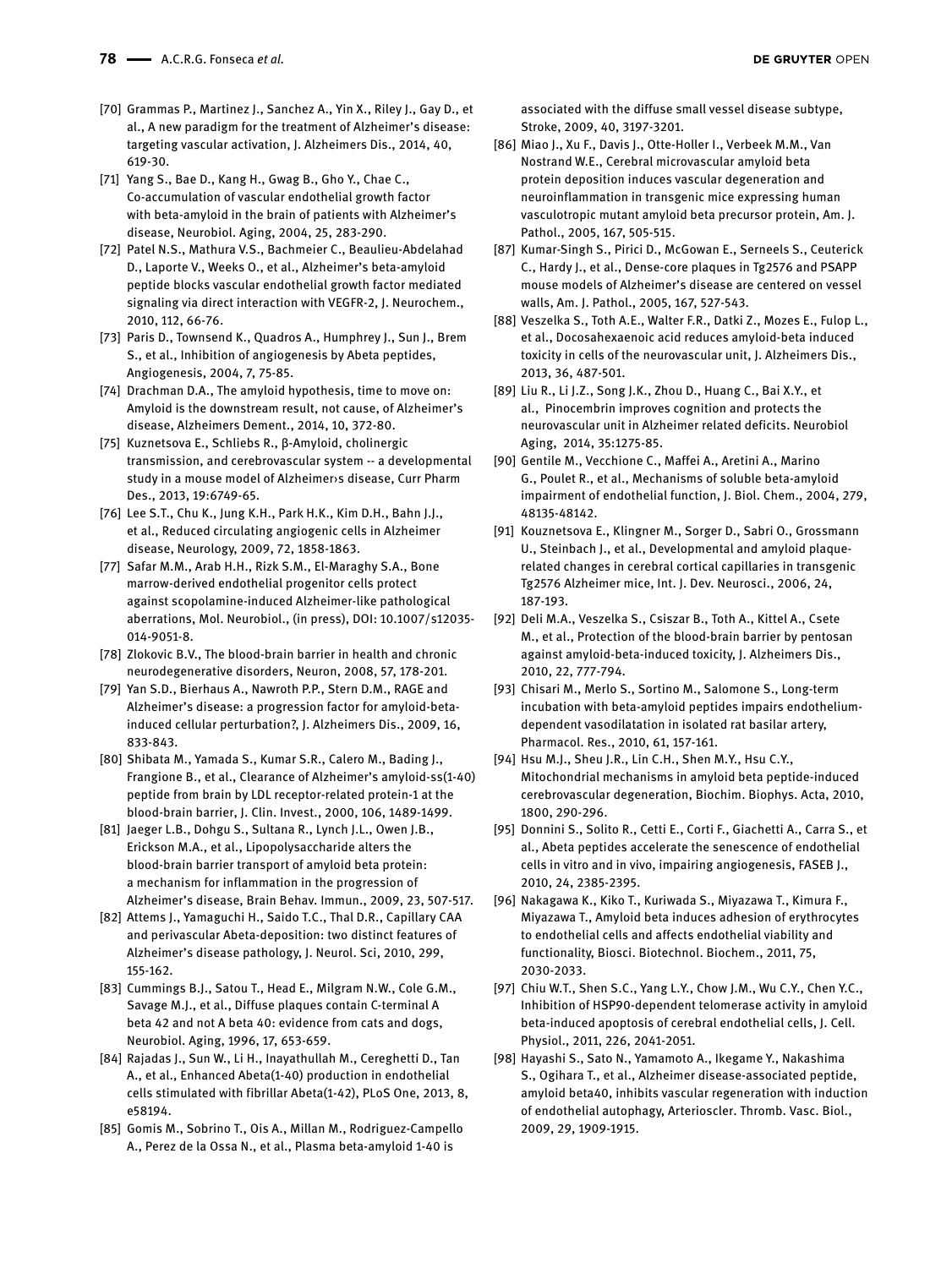[70] Grammas P., Martinez J., Sanchez A., Yin X., Riley J., Gay D., et al., A new paradigm for the treatment of Alzheimer's disease: targeting vascular activation, J. Alzheimers Dis., 2014, 40, 619-30.

[71] Yang S., Bae D., Kang H., Gwag B., Gho Y., Chae C., Co-accumulation of vascular endothelial growth factor with beta-amyloid in the brain of patients with Alzheimer's disease, Neurobiol. Aging, 2004, 25, 283-290.

[72] Patel N.S., Mathura V.S., Bachmeier C., Beaulieu-Abdelahad D., Laporte V., Weeks O., et al., Alzheimer's beta-amyloid peptide blocks vascular endothelial growth factor mediated signaling via direct interaction with VEGFR-2, J. Neurochem., 2010, 112, 66-76.

[73] Paris D., Townsend K., Quadros A., Humphrey J., Sun J., Brem S., et al., Inhibition of angiogenesis by Abeta peptides, Angiogenesis, 2004, 7, 75-85.

[74] Drachman D.A., The amyloid hypothesis, time to move on: Amyloid is the downstream result, not cause, of Alzheimer's disease, Alzheimers Dement., 2014, 10, 372-80.

[75] Kuznetsova E., Schliebs R., β-Amyloid, cholinergic transmission, and cerebrovascular system -- a developmental study in a mouse model of Alzheimer›s disease, Curr Pharm Des., 2013, 19:6749-65.

[76] Lee S.T., Chu K., Jung K.H., Park H.K., Kim D.H., Bahn J.J., et al., Reduced circulating angiogenic cells in Alzheimer disease, Neurology, 2009, 72, 1858-1863.

[77] Safar M.M., Arab H.H., Rizk S.M., El-Maraghy S.A., Bone marrow-derived endothelial progenitor cells protect against scopolamine-induced Alzheimer-like pathological aberrations, Mol. Neurobiol., (in press), DOI: 10.1007/s12035-014-9051-8.

[78] Zlokovic B.V., The blood-brain barrier in health and chronic neurodegenerative disorders, Neuron, 2008, 57, 178-201.

[79] Yan S.D., Bierhaus A., Nawroth P.P., Stern D.M., RAGE and Alzheimer's disease: a progression factor for amyloid-beta-induced cellular perturbation?, J. Alzheimers Dis., 2009, 16, 833-843.

[80] Shibata M., Yamada S., Kumar S.R., Calero M., Bading J., Frangione B., et al., Clearance of Alzheimer's amyloid-ss(1-40) peptide from brain by LDL receptor-related protein-1 at the blood-brain barrier, J. Clin. Invest., 2000, 106, 1489-1499.

[81] Jaeger L.B., Dohgu S., Sultana R., Lynch J.L., Owen J.B., Erickson M.A., et al., Lipopolysaccharide alters the blood-brain barrier transport of amyloid beta protein: a mechanism for inflammation in the progression of Alzheimer's disease, Brain Behav. Immun., 2009, 23, 507-517.

[82] Attems J., Yamaguchi H., Saido T.C., Thal D.R., Capillary CAA and perivascular Abeta-deposition: two distinct features of Alzheimer's disease pathology, J. Neurol. Sci, 2010, 299, 155-162.

[83] Cummings B.J., Satou T., Head E., Milgram N.W., Cole G.M., Savage M.J., et al., Diffuse plaques contain C-terminal A beta 42 and not A beta 40: evidence from cats and dogs, Neurobiol. Aging, 1996, 17, 653-659.

[84] Rajadas J., Sun W., Li H., Inayathullah M., Cereghetti D., Tan A., et al., Enhanced Abeta(1-40) production in endothelial cells stimulated with fibrillar Abeta(1-42), PLoS One, 2013, 8, e58194.

[85] Gomis M., Sobrino T., Ois A., Millan M., Rodriguez-Campello A., Perez de la Ossa N., et al., Plasma beta-amyloid 1-40 is associated with the diffuse small vessel disease subtype, Stroke, 2009, 40, 3197-3201.

[86] Miao J., Xu F., Davis J., Otte-Holler I., Verbeek M.M., Van Nostrand W.E., Cerebral microvascular amyloid beta protein deposition induces vascular degeneration and neuroinflammation in transgenic mice expressing human vasculotropic mutant amyloid beta precursor protein, Am. J. Pathol., 2005, 167, 505-515.

[87] Kumar-Singh S., Pirici D., McGowan E., Serneels S., Ceuterick C., Hardy J., et al., Dense-core plaques in Tg2576 and PSAPP mouse models of Alzheimer's disease are centered on vessel walls, Am. J. Pathol., 2005, 167, 527-543.

[88] Veszelka S., Toth A.E., Walter F.R., Datki Z., Mozes E., Fulop L., et al., Docosahexaenoic acid reduces amyloid-beta induced toxicity in cells of the neurovascular unit, J. Alzheimers Dis., 2013, 36, 487-501.

[89] Liu R., Li J.Z., Song J.K., Zhou D., Huang C., Bai X.Y., et al., Pinocembrin improves cognition and protects the neurovascular unit in Alzheimer related deficits. Neurobiol Aging, 2014, 35:1275-85.

[90] Gentile M., Vecchione C., Maffei A., Aretini A., Marino G., Poulet R., et al., Mechanisms of soluble beta-amyloid impairment of endothelial function, J. Biol. Chem., 2004, 279, 48135-48142.

[91] Kouznetsova E., Klingner M., Sorger D., Sabri O., Grossmann U., Steinbach J., et al., Developmental and amyloid plaque-related changes in cerebral cortical capillaries in transgenic Tg2576 Alzheimer mice, Int. J. Dev. Neurosci., 2006, 24, 187-193.

[92] Deli M.A., Veszelka S., Csiszar B., Toth A., Kittel A., Csete M., et al., Protection of the blood-brain barrier by pentosan against amyloid-beta-induced toxicity, J. Alzheimers Dis., 2010, 22, 777-794.

[93] Chisari M., Merlo S., Sortino M., Salomone S., Long-term incubation with beta-amyloid peptides impairs endothelium-dependent vasodilatation in isolated rat basilar artery, Pharmacol. Res., 2010, 61, 157-161.

[94] Hsu M.J., Sheu J.R., Lin C.H., Shen M.Y., Hsu C.Y., Mitochondrial mechanisms in amyloid beta peptide-induced cerebrovascular degeneration, Biochim. Biophys. Acta, 2010, 1800, 290-296.

[95] Donnini S., Solito R., Cetti E., Corti F., Giachetti A., Carra S., et al., Abeta peptides accelerate the senescence of endothelial cells in vitro and in vivo, impairing angiogenesis, FASEB J., 2010, 24, 2385-2395.

[96] Nakagawa K., Kiko T., Kuriwada S., Miyazawa T., Kimura F., Miyazawa T., Amyloid beta induces adhesion of erythrocytes to endothelial cells and affects endothelial viability and functionality, Biosci. Biotechnol. Biochem., 2011, 75, 2030-2033.

[97] Chiu W.T., Shen S.C., Yang L.Y., Chow J.M., Wu C.Y., Chen Y.C., Inhibition of HSP90-dependent telomerase activity in amyloid beta-induced apoptosis of cerebral endothelial cells, J. Cell. Physiol., 2011, 226, 2041-2051.

[98] Hayashi S., Sato N., Yamamoto A., Ikegame Y., Nakashima S., Ogihara T., et al., Alzheimer disease-associated peptide, amyloid beta40, inhibits vascular regeneration with induction of endothelial autophagy, Arterioscler. Thromb. Vasc. Biol., 2009, 29, 1909-1915.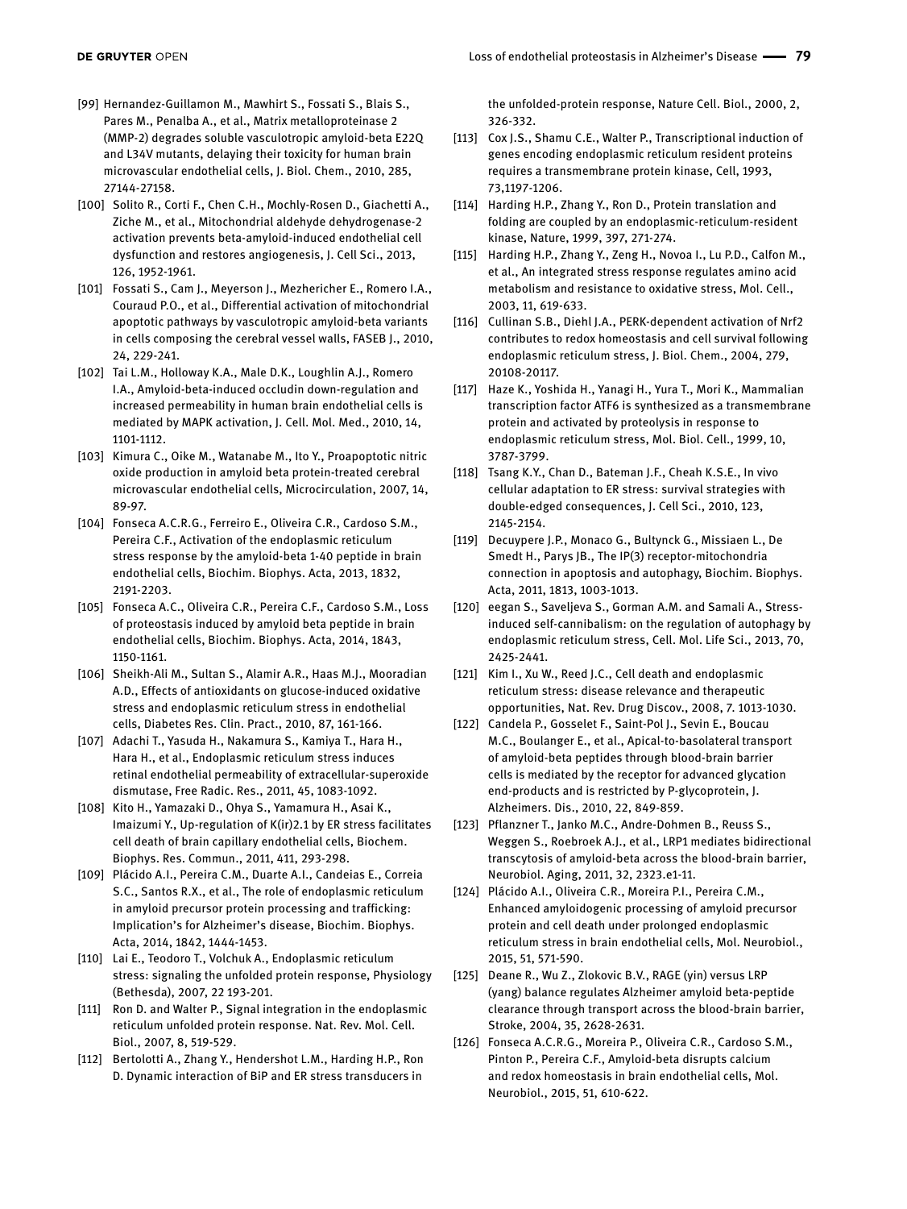[99] Hernandez-Guillamon M., Mawhirt S., Fossati S., Blais S., Pares M., Penalba A., et al., Matrix metalloproteinase 2 (MMP-2) degrades soluble vasculotropic amyloid-beta E22Q and L34V mutants, delaying their toxicity for human brain microvascular endothelial cells, J. Biol. Chem., 2010, 285, 27144-27158.

[100] Solito R., Corti F., Chen C.H., Mochly-Rosen D., Giachetti A., Ziche M., et al., Mitochondrial aldehyde dehydrogenase-2 activation prevents beta-amyloid-induced endothelial cell dysfunction and restores angiogenesis, J. Cell Sci., 2013, 126, 1952-1961.

[101] Fossati S., Cam J., Meyerson J., Mezhericher E., Romero I.A., Couraud P.O., et al., Differential activation of mitochondrial apoptotic pathways by vasculotropic amyloid-beta variants in cells composing the cerebral vessel walls, FASEB J., 2010, 24, 229-241.

[102] Tai L.M., Holloway K.A., Male D.K., Loughlin A.J., Romero I.A., Amyloid-beta-induced occludin down-regulation and increased permeability in human brain endothelial cells is mediated by MAPK activation, J. Cell. Mol. Med., 2010, 14, 1101-1112.

[103] Kimura C., Oike M., Watanabe M., Ito Y., Proapoptotic nitric oxide production in amyloid beta protein-treated cerebral microvascular endothelial cells, Microcirculation, 2007, 14, 89-97.

[104] Fonseca A.C.R.G., Ferreiro E., Oliveira C.R., Cardoso S.M., Pereira C.F., Activation of the endoplasmic reticulum stress response by the amyloid-beta 1-40 peptide in brain endothelial cells, Biochim. Biophys. Acta, 2013, 1832, 2191-2203.

[105] Fonseca A.C., Oliveira C.R., Pereira C.F., Cardoso S.M., Loss of proteostasis induced by amyloid beta peptide in brain endothelial cells, Biochim. Biophys. Acta, 2014, 1843, 1150-1161.

[106] Sheikh-Ali M., Sultan S., Alamir A.R., Haas M.J., Mooradian A.D., Effects of antioxidants on glucose-induced oxidative stress and endoplasmic reticulum stress in endothelial cells, Diabetes Res. Clin. Pract., 2010, 87, 161-166.

[107] Adachi T., Yasuda H., Nakamura S., Kamiya T., Hara H., Hara H., et al., Endoplasmic reticulum stress induces retinal endothelial permeability of extracellular-superoxide dismutase, Free Radic. Res., 2011, 45, 1083-1092.

[108] Kito H., Yamazaki D., Ohya S., Yamamura H., Asai K., Imaizumi Y., Up-regulation of K(ir)2.1 by ER stress facilitates cell death of brain capillary endothelial cells, Biochem. Biophys. Res. Commun., 2011, 411, 293-298.

[109] Plácido A.I., Pereira C.M., Duarte A.I., Candeias E., Correia S.C., Santos R.X., et al., The role of endoplasmic reticulum in amyloid precursor protein processing and trafficking: Implication's for Alzheimer's disease, Biochim. Biophys. Acta, 2014, 1842, 1444-1453.

[110] Lai E., Teodoro T., Volchuk A., Endoplasmic reticulum stress: signaling the unfolded protein response, Physiology (Bethesda), 2007, 22 193-201.

[111] Ron D. and Walter P., Signal integration in the endoplasmic reticulum unfolded protein response. Nat. Rev. Mol. Cell. Biol., 2007, 8, 519-529.

[112] Bertolotti A., Zhang Y., Hendershot L.M., Harding H.P., Ron D. Dynamic interaction of BiP and ER stress transducers in the unfolded-protein response, Nature Cell. Biol., 2000, 2, 326-332.

[113] Cox J.S., Shamu C.E., Walter P., Transcriptional induction of genes encoding endoplasmic reticulum resident proteins requires a transmembrane protein kinase, Cell, 1993, 73,1197-1206.

[114] Harding H.P., Zhang Y., Ron D., Protein translation and folding are coupled by an endoplasmic-reticulum-resident kinase, Nature, 1999, 397, 271-274.

[115] Harding H.P., Zhang Y., Zeng H., Novoa I., Lu P.D., Calfon M., et al., An integrated stress response regulates amino acid metabolism and resistance to oxidative stress, Mol. Cell., 2003, 11, 619-633.

[116] Cullinan S.B., Diehl J.A., PERK-dependent activation of Nrf2 contributes to redox homeostasis and cell survival following endoplasmic reticulum stress, J. Biol. Chem., 2004, 279, 20108-20117.

[117] Haze K., Yoshida H., Yanagi H., Yura T., Mori K., Mammalian transcription factor ATF6 is synthesized as a transmembrane protein and activated by proteolysis in response to endoplasmic reticulum stress, Mol. Biol. Cell., 1999, 10, 3787-3799.

[118] Tsang K.Y., Chan D., Bateman J.F., Cheah K.S.E., In vivo cellular adaptation to ER stress: survival strategies with double-edged consequences, J. Cell Sci., 2010, 123, 2145-2154.

[119] Decuypere J.P., Monaco G., Bultynck G., Missiaen L., De Smedt H., Parys JB., The IP(3) receptor-mitochondria connection in apoptosis and autophagy, Biochim. Biophys. Acta, 2011, 1813, 1003-1013.

[120] eegan S., Saveljeva S., Gorman A.M. and Samali A., Stress-induced self-cannibalism: on the regulation of autophagy by endoplasmic reticulum stress, Cell. Mol. Life Sci., 2013, 70, 2425-2441.

[121] Kim I., Xu W., Reed J.C., Cell death and endoplasmic reticulum stress: disease relevance and therapeutic opportunities, Nat. Rev. Drug Discov., 2008, 7. 1013-1030.

[122] Candela P., Gosselet F., Saint-Pol J., Sevin E., Boucau M.C., Boulanger E., et al., Apical-to-basolateral transport of amyloid-beta peptides through blood-brain barrier cells is mediated by the receptor for advanced glycation end-products and is restricted by P-glycoprotein, J. Alzheimers. Dis., 2010, 22, 849-859.

[123] Pflanzner T., Janko M.C., Andre-Dohmen B., Reuss S., Weggen S., Roebroek A.J., et al., LRP1 mediates bidirectional transcytosis of amyloid-beta across the blood-brain barrier, Neurobiol. Aging, 2011, 32, 2323.e1-11.

[124] Plácido A.I., Oliveira C.R., Moreira P.I., Pereira C.M., Enhanced amyloidogenic processing of amyloid precursor protein and cell death under prolonged endoplasmic reticulum stress in brain endothelial cells, Mol. Neurobiol., 2015, 51, 571-590.

[125] Deane R., Wu Z., Zlokovic B.V., RAGE (yin) versus LRP (yang) balance regulates Alzheimer amyloid beta-peptide clearance through transport across the blood-brain barrier, Stroke, 2004, 35, 2628-2631.

[126] Fonseca A.C.R.G., Moreira P., Oliveira C.R., Cardoso S.M., Pinton P., Pereira C.F., Amyloid-beta disrupts calcium and redox homeostasis in brain endothelial cells, Mol. Neurobiol., 2015, 51, 610-622.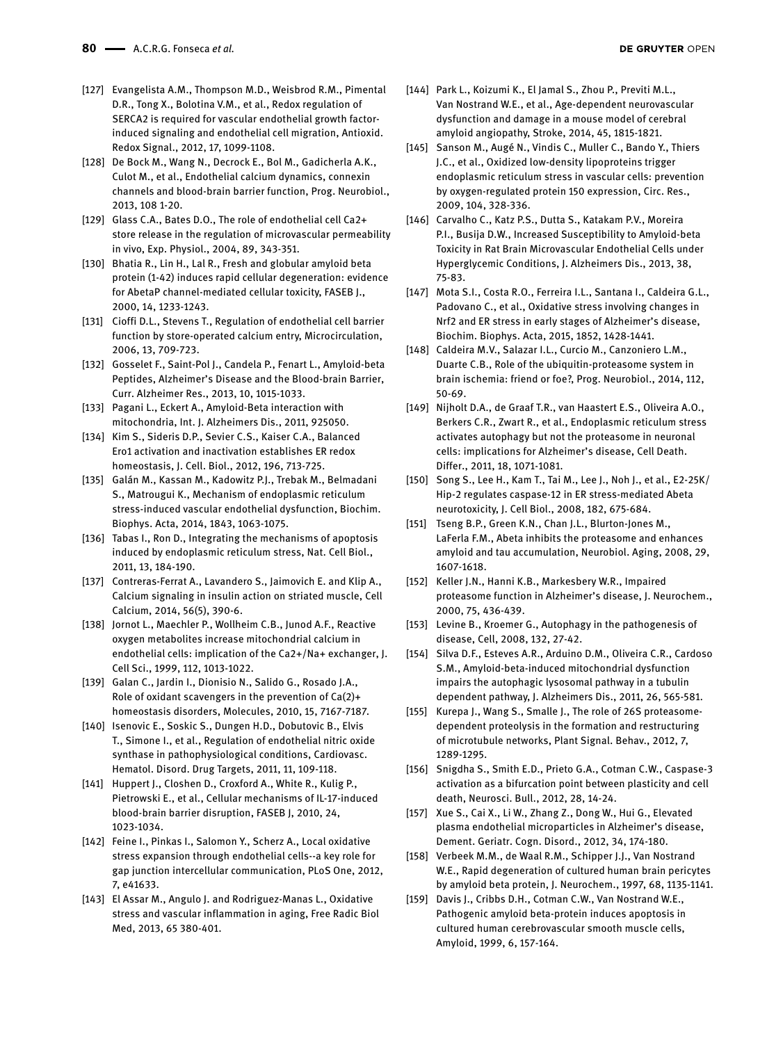[127] Evangelista A.M., Thompson M.D., Weisbrod R.M., Pimental D.R., Tong X., Bolotina V.M., et al., Redox regulation of SERCA2 is required for vascular endothelial growth factor-induced signaling and endothelial cell migration, Antioxid. Redox Signal., 2012, 17, 1099-1108.

[128] De Bock M., Wang N., Decrock E., Bol M., Gadicherla A.K., Culot M., et al., Endothelial calcium dynamics, connexin channels and blood-brain barrier function, Prog. Neurobiol., 2013, 108 1-20.

[129] Glass C.A., Bates D.O., The role of endothelial cell Ca2+ store release in the regulation of microvascular permeability in vivo, Exp. Physiol., 2004, 89, 343-351.

[130] Bhatia R., Lin H., Lal R., Fresh and globular amyloid beta protein (1-42) induces rapid cellular degeneration: evidence for AbetaP channel-mediated cellular toxicity, FASEB J., 2000, 14, 1233-1243.

[131] Cioffi D.L., Stevens T., Regulation of endothelial cell barrier function by store-operated calcium entry, Microcirculation, 2006, 13, 709-723.

[132] Gosselet F., Saint-Pol J., Candela P., Fenart L., Amyloid-beta Peptides, Alzheimer's Disease and the Blood-brain Barrier, Curr. Alzheimer Res., 2013, 10, 1015-1033.

[133] Pagani L., Eckert A., Amyloid-Beta interaction with mitochondria, Int. J. Alzheimers Dis., 2011, 925050.

[134] Kim S., Sideris D.P., Sevier C.S., Kaiser C.A., Balanced Ero1 activation and inactivation establishes ER redox homeostasis, J. Cell. Biol., 2012, 196, 713-725.

[135] Galán M., Kassan M., Kadowitz P.J., Trebak M., Belmadani S., Matrougui K., Mechanism of endoplasmic reticulum stress-induced vascular endothelial dysfunction, Biochim. Biophys. Acta, 2014, 1843, 1063-1075.

[136] Tabas I., Ron D., Integrating the mechanisms of apoptosis induced by endoplasmic reticulum stress, Nat. Cell Biol., 2011, 13, 184-190.

[137] Contreras-Ferrat A., Lavandero S., Jaimovich E. and Klip A., Calcium signaling in insulin action on striated muscle, Cell Calcium, 2014, 56(5), 390-6.

[138] Jornot L., Maechler P., Wollheim C.B., Junod A.F., Reactive oxygen metabolites increase mitochondrial calcium in endothelial cells: implication of the Ca2+/Na+ exchanger, J. Cell Sci., 1999, 112, 1013-1022.

[139] Galan C., Jardin I., Dionisio N., Salido G., Rosado J.A., Role of oxidant scavengers in the prevention of Ca(2)+ homeostasis disorders, Molecules, 2010, 15, 7167-7187.

[140] Isenovic E., Soskic S., Dungen H.D., Dobutovic B., Elvis T., Simone I., et al., Regulation of endothelial nitric oxide synthase in pathophysiological conditions, Cardiovasc. Hematol. Disord. Drug Targets, 2011, 11, 109-118.

[141] Huppert J., Closhen D., Croxford A., White R., Kulig P., Pietrowski E., et al., Cellular mechanisms of IL-17-induced blood-brain barrier disruption, FASEB J, 2010, 24, 1023-1034.

[142] Feine I., Pinkas I., Salomon Y., Scherz A., Local oxidative stress expansion through endothelial cells--a key role for gap junction intercellular communication, PLoS One, 2012, 7, e41633.

[143] El Assar M., Angulo J. and Rodriguez-Manas L., Oxidative stress and vascular inflammation in aging, Free Radic Biol Med, 2013, 65 380-401.

[144] Park L., Koizumi K., El Jamal S., Zhou P., Previti M.L., Van Nostrand W.E., et al., Age-dependent neurovascular dysfunction and damage in a mouse model of cerebral amyloid angiopathy, Stroke, 2014, 45, 1815-1821.

[145] Sanson M., Augé N., Vindis C., Muller C., Bando Y., Thiers J.C., et al., Oxidized low-density lipoproteins trigger endoplasmic reticulum stress in vascular cells: prevention by oxygen-regulated protein 150 expression, Circ. Res., 2009, 104, 328-336.

[146] Carvalho C., Katz P.S., Dutta S., Katakam P.V., Moreira P.I., Busija D.W., Increased Susceptibility to Amyloid-beta Toxicity in Rat Brain Microvascular Endothelial Cells under Hyperglycemic Conditions, J. Alzheimers Dis., 2013, 38, 75-83.

[147] Mota S.I., Costa R.O., Ferreira I.L., Santana I., Caldeira G.L., Padovano C., et al., Oxidative stress involving changes in Nrf2 and ER stress in early stages of Alzheimer's disease, Biochim. Biophys. Acta, 2015, 1852, 1428-1441.

[148] Caldeira M.V., Salazar I.L., Curcio M., Canzoniero L.M., Duarte C.B., Role of the ubiquitin-proteasome system in brain ischemia: friend or foe?, Prog. Neurobiol., 2014, 112, 50-69.

[149] Nijholt D.A., de Graaf T.R., van Haastert E.S., Oliveira A.O., Berkers C.R., Zwart R., et al., Endoplasmic reticulum stress activates autophagy but not the proteasome in neuronal cells: implications for Alzheimer's disease, Cell Death. Differ., 2011, 18, 1071-1081.

[150] Song S., Lee H., Kam T., Tai M., Lee J., Noh J., et al., E2-25K/Hip-2 regulates caspase-12 in ER stress-mediated Abeta neurotoxicity, J. Cell Biol., 2008, 182, 675-684.

[151] Tseng B.P., Green K.N., Chan J.L., Blurton-Jones M., LaFerla F.M., Abeta inhibits the proteasome and enhances amyloid and tau accumulation, Neurobiol. Aging, 2008, 29, 1607-1618.

[152] Keller J.N., Hanni K.B., Markesbery W.R., Impaired proteasome function in Alzheimer's disease, J. Neurochem., 2000, 75, 436-439.

[153] Levine B., Kroemer G., Autophagy in the pathogenesis of disease, Cell, 2008, 132, 27-42.

[154] Silva D.F., Esteves A.R., Arduino D.M., Oliveira C.R., Cardoso S.M., Amyloid-beta-induced mitochondrial dysfunction impairs the autophagic lysosomal pathway in a tubulin dependent pathway, J. Alzheimers Dis., 2011, 26, 565-581.

[155] Kurepa J., Wang S., Smalle J., The role of 26S proteasome-dependent proteolysis in the formation and restructuring of microtubule networks, Plant Signal. Behav., 2012, 7, 1289-1295.

[156] Snigdha S., Smith E.D., Prieto G.A., Cotman C.W., Caspase-3 activation as a bifurcation point between plasticity and cell death, Neurosci. Bull., 2012, 28, 14-24.

[157] Xue S., Cai X., Li W., Zhang Z., Dong W., Hui G., Elevated plasma endothelial microparticles in Alzheimer's disease, Dement. Geriatr. Cogn. Disord., 2012, 34, 174-180.

[158] Verbeek M.M., de Waal R.M., Schipper J.J., Van Nostrand W.E., Rapid degeneration of cultured human brain pericytes by amyloid beta protein, J. Neurochem., 1997, 68, 1135-1141.

[159] Davis J., Cribbs D.H., Cotman C.W., Van Nostrand W.E., Pathogenic amyloid beta-protein induces apoptosis in cultured human cerebrovascular smooth muscle cells, Amyloid, 1999, 6, 157-164.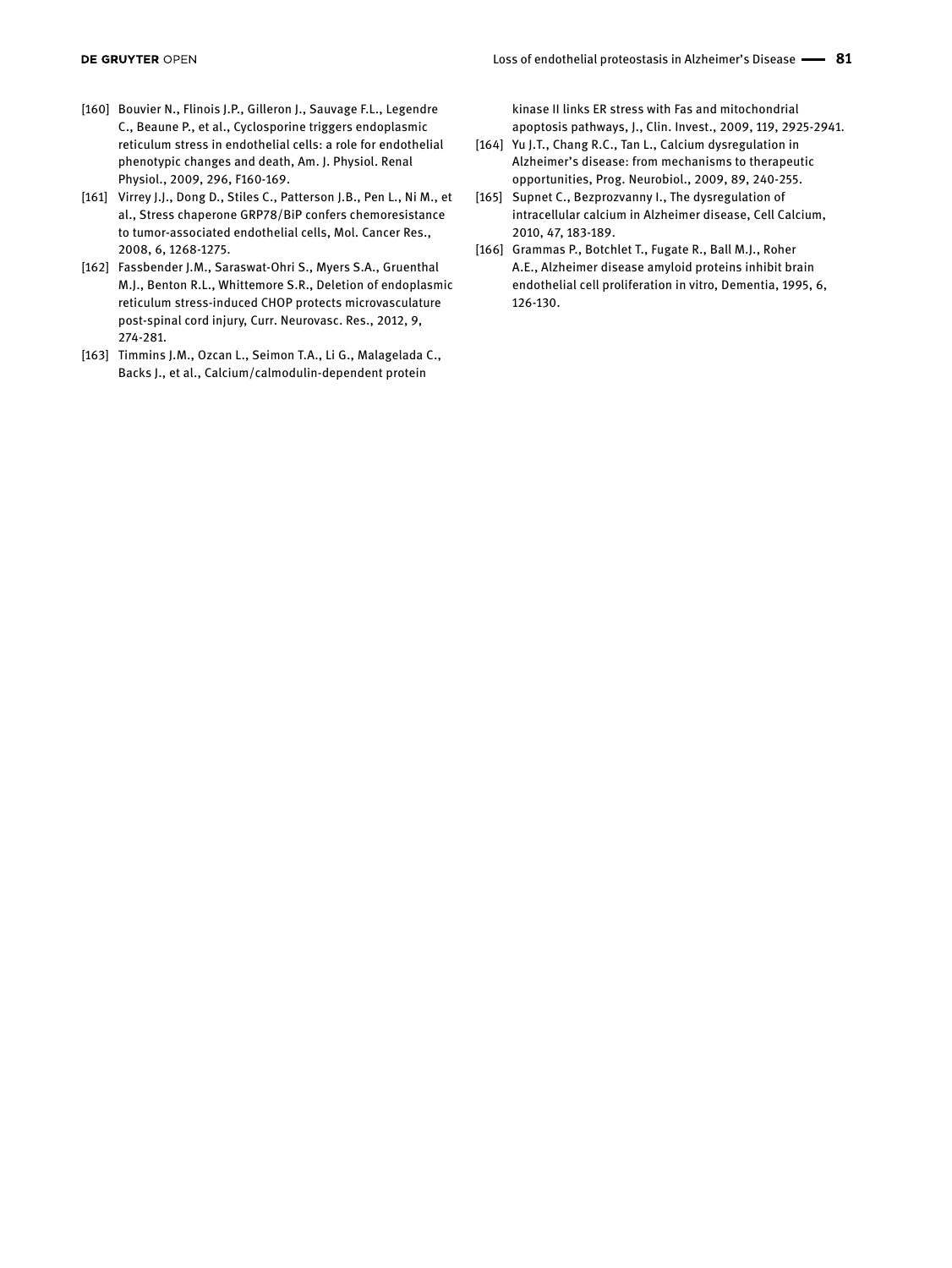[160] Bouvier N., Flinois J.P., Gilleron J., Sauvage F.L., Legendre C., Beaune P., et al., Cyclosporine triggers endoplasmic reticulum stress in endothelial cells: a role for endothelial phenotypic changes and death, Am. J. Physiol. Renal Physiol., 2009, 296, F160-169.

[161] Virrey J.J., Dong D., Stiles C., Patterson J.B., Pen L., Ni M., et al., Stress chaperone GRP78/BiP confers chemoresistance to tumor-associated endothelial cells, Mol. Cancer Res., 2008, 6, 1268-1275.

[162] Fassbender J.M., Saraswat-Ohri S., Myers S.A., Gruenthal M.J., Benton R.L., Whittemore S.R., Deletion of endoplasmic reticulum stress-induced CHOP protects microvasculature post-spinal cord injury, Curr. Neurovasc. Res., 2012, 9, 274-281.

[163] Timmins J.M., Ozcan L., Seimon T.A., Li G., Malagelada C., Backs J., et al., Calcium/calmodulin-dependent protein kinase II links ER stress with Fas and mitochondrial apoptosis pathways, J., Clin. Invest., 2009, 119, 2925-2941.

[164] Yu J.T., Chang R.C., Tan L., Calcium dysregulation in Alzheimer's disease: from mechanisms to therapeutic opportunities, Prog. Neurobiol., 2009, 89, 240-255.

[165] Supnet C., Bezprozvanny I., The dysregulation of intracellular calcium in Alzheimer disease, Cell Calcium, 2010, 47, 183-189.

[166] Grammas P., Botchlet T., Fugate R., Ball M.J., Roher A.E., Alzheimer disease amyloid proteins inhibit brain endothelial cell proliferation in vitro, Dementia, 1995, 6, 126-130.